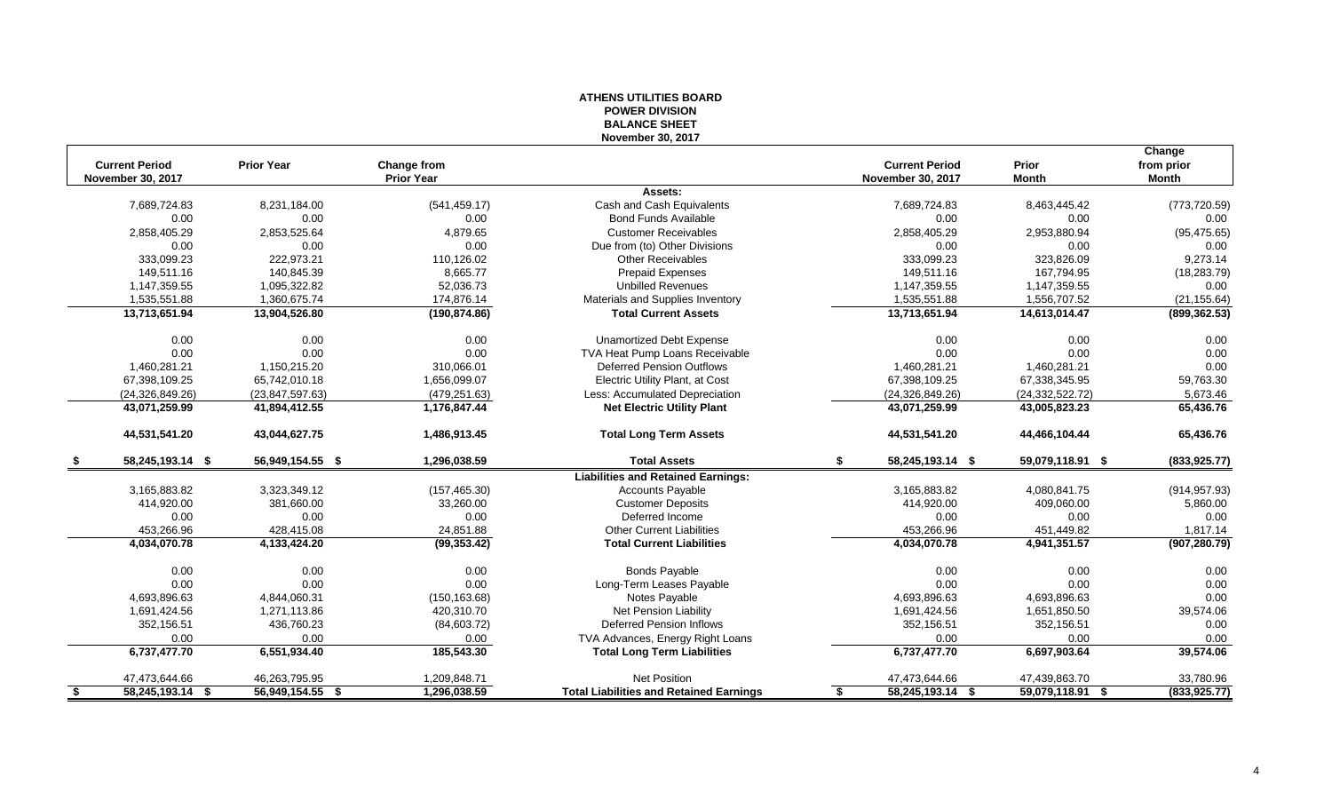# ATHENS UTILITIES BOARD
## POWER DIVISION
## BALANCE SHEET
### November 30, 2017

| Current Period November 30, 2017 | Prior Year | Change from Prior Year | | Current Period November 30, 2017 | Prior Month | Change from prior Month |
|---|---|---|---|---|---|---|
| | | | **Assets:** | | | |
| 7,689,724.83 | 8,231,184.00 | (541,459.17) | Cash and Cash Equivalents | 7,689,724.83 | 8,463,445.42 | (773,720.59) |
| 0.00 | 0.00 | 0.00 | Bond Funds Available | 0.00 | 0.00 | 0.00 |
| 2,858,405.29 | 2,853,525.64 | 4,879.65 | Customer Receivables | 2,858,405.29 | 2,953,880.94 | (95,475.65) |
| 0.00 | 0.00 | 0.00 | Due from (to) Other Divisions | 0.00 | 0.00 | 0.00 |
| 333,099.23 | 222,973.21 | 110,126.02 | Other Receivables | 333,099.23 | 323,826.09 | 9,273.14 |
| 149,511.16 | 140,845.39 | 8,665.77 | Prepaid Expenses | 149,511.16 | 167,794.95 | (18,283.79) |
| 1,147,359.55 | 1,095,322.82 | 52,036.73 | Unbilled Revenues | 1,147,359.55 | 1,147,359.55 | 0.00 |
| 1,535,551.88 | 1,360,675.74 | 174,876.14 | Materials and Supplies Inventory | 1,535,551.88 | 1,556,707.52 | (21,155.64) |
| **13,713,651.94** | **13,904,526.80** | **(190,874.86)** | **Total Current Assets** | **13,713,651.94** | **14,613,014.47** | **(899,362.53)** |
| 0.00 | 0.00 | 0.00 | Unamortized Debt Expense | 0.00 | 0.00 | 0.00 |
| 0.00 | 0.00 | 0.00 | TVA Heat Pump Loans Receivable | 0.00 | 0.00 | 0.00 |
| 1,460,281.21 | 1,150,215.20 | 310,066.01 | Deferred Pension Outflows | 1,460,281.21 | 1,460,281.21 | 0.00 |
| 67,398,109.25 | 65,742,010.18 | 1,656,099.07 | Electric Utility Plant, at Cost | 67,398,109.25 | 67,338,345.95 | 59,763.30 |
| (24,326,849.26) | (23,847,597.63) | (479,251.63) | Less: Accumulated Depreciation | (24,326,849.26) | (24,332,522.72) | 5,673.46 |
| **43,071,259.99** | **41,894,412.55** | **1,176,847.44** | **Net Electric Utility Plant** | **43,071,259.99** | **43,005,823.23** | **65,436.76** |
| **44,531,541.20** | **43,044,627.75** | **1,486,913.45** | **Total Long Term Assets** | **44,531,541.20** | **44,466,104.44** | **65,436.76** |
| **$ 58,245,193.14** | **$ 56,949,154.55** | **$ 1,296,038.59** | **Total Assets** | **$ 58,245,193.14** | **$ 59,079,118.91** | **$ (833,925.77)** |
| | | | **Liabilities and Retained Earnings:** | | | |
| 3,165,883.82 | 3,323,349.12 | (157,465.30) | Accounts Payable | 3,165,883.82 | 4,080,841.75 | (914,957.93) |
| 414,920.00 | 381,660.00 | 33,260.00 | Customer Deposits | 414,920.00 | 409,060.00 | 5,860.00 |
| 0.00 | 0.00 | 0.00 | Deferred Income | 0.00 | 0.00 | 0.00 |
| 453,266.96 | 428,415.08 | 24,851.88 | Other Current Liabilities | 453,266.96 | 451,449.82 | 1,817.14 |
| **4,034,070.78** | **4,133,424.20** | **(99,353.42)** | **Total Current Liabilities** | **4,034,070.78** | **4,941,351.57** | **(907,280.79)** |
| 0.00 | 0.00 | 0.00 | Bonds Payable | 0.00 | 0.00 | 0.00 |
| 0.00 | 0.00 | 0.00 | Long-Term Leases Payable | 0.00 | 0.00 | 0.00 |
| 4,693,896.63 | 4,844,060.31 | (150,163.68) | Notes Payable | 4,693,896.63 | 4,693,896.63 | 0.00 |
| 1,691,424.56 | 1,271,113.86 | 420,310.70 | Net Pension Liability | 1,691,424.56 | 1,651,850.50 | 39,574.06 |
| 352,156.51 | 436,760.23 | (84,603.72) | Deferred Pension Inflows | 352,156.51 | 352,156.51 | 0.00 |
| 0.00 | 0.00 | 0.00 | TVA Advances, Energy Right Loans | 0.00 | 0.00 | 0.00 |
| **6,737,477.70** | **6,551,934.40** | **185,543.30** | **Total Long Term Liabilities** | **6,737,477.70** | **6,697,903.64** | **39,574.06** |
| 47,473,644.66 | 46,263,795.95 | 1,209,848.71 | Net Position | 47,473,644.66 | 47,439,863.70 | 33,780.96 |
| **$ 58,245,193.14** | **$ 56,949,154.55** | **$ 1,296,038.59** | **Total Liabilities and Retained Earnings** | **$ 58,245,193.14** | **$ 59,079,118.91** | **$ (833,925.77)** |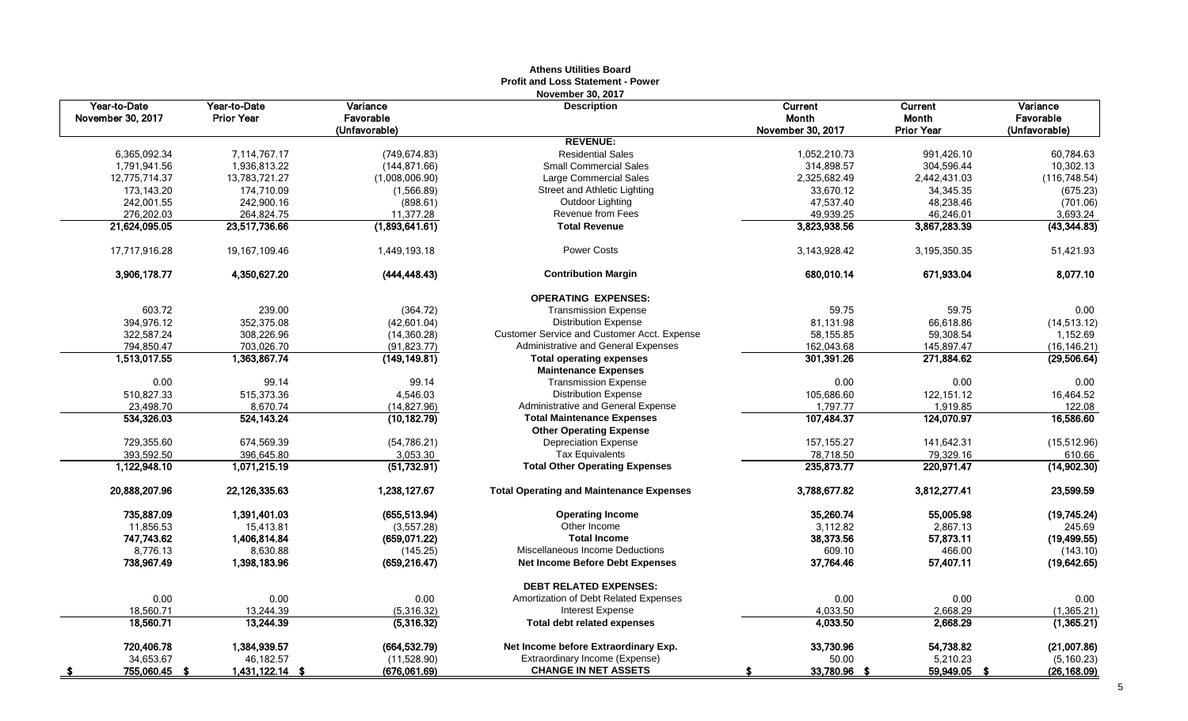**Athens Utilities Board**
**Profit and Loss Statement - Power**
**November 30, 2017**

| Year-to-Date November 30, 2017 | Year-to-Date Prior Year | Variance Favorable (Unfavorable) | Description | Current Month November 30, 2017 | Current Month Prior Year | Variance Favorable (Unfavorable) |
|---|---|---|---|---|---|---|
| | | | **REVENUE:** | | | |
| 6,365,092.34 | 7,114,767.17 | (749,674.83) | Residential Sales | 1,052,210.73 | 991,426.10 | 60,784.63 |
| 1,791,941.56 | 1,936,813.22 | (144,871.66) | Small Commercial Sales | 314,898.57 | 304,596.44 | 10,302.13 |
| 12,775,714.37 | 13,783,721.27 | (1,008,006.90) | Large Commercial Sales | 2,325,682.49 | 2,442,431.03 | (116,748.54) |
| 173,143.20 | 174,710.09 | (1,566.89) | Street and Athletic Lighting | 33,670.12 | 34,345.35 | (675.23) |
| 242,001.55 | 242,900.16 | (898.61) | Outdoor Lighting | 47,537.40 | 48,238.46 | (701.06) |
| 276,202.03 | 264,824.75 | 11,377.28 | Revenue from Fees | 49,939.25 | 46,246.01 | 3,693.24 |
| **21,624,095.05** | **23,517,736.66** | **(1,893,641.61)** | **Total Revenue** | **3,823,938.56** | **3,867,283.39** | **(43,344.83)** |
| 17,717,916.28 | 19,167,109.46 | 1,449,193.18 | Power Costs | 3,143,928.42 | 3,195,350.35 | 51,421.93 |
| **3,906,178.77** | **4,350,627.20** | **(444,448.43)** | **Contribution Margin** | **680,010.14** | **671,933.04** | **8,077.10** |
| | | | **OPERATING EXPENSES:** | | | |
| 603.72 | 239.00 | (364.72) | Transmission Expense | 59.75 | 59.75 | 0.00 |
| 394,976.12 | 352,375.08 | (42,601.04) | Distribution Expense | 81,131.98 | 66,618.86 | (14,513.12) |
| 322,587.24 | 308,226.96 | (14,360.28) | Customer Service and Customer Acct. Expense | 58,155.85 | 59,308.54 | 1,152.69 |
| 794,850.47 | 703,026.70 | (91,823.77) | Administrative and General Expenses | 162,043.68 | 145,897.47 | (16,146.21) |
| **1,513,017.55** | **1,363,867.74** | **(149,149.81)** | **Total operating expenses** | **301,391.26** | **271,884.62** | **(29,506.64)** |
| | | | **Maintenance Expenses** | | | |
| 0.00 | 99.14 | 99.14 | Transmission Expense | 0.00 | 0.00 | 0.00 |
| 510,827.33 | 515,373.36 | 4,546.03 | Distribution Expense | 105,686.60 | 122,151.12 | 16,464.52 |
| 23,498.70 | 8,670.74 | (14,827.96) | Administrative and General Expense | 1,797.77 | 1,919.85 | 122.08 |
| **534,326.03** | **524,143.24** | **(10,182.79)** | **Total Maintenance Expenses** | **107,484.37** | **124,070.97** | **16,586.60** |
| | | | **Other Operating Expense** | | | |
| 729,355.60 | 674,569.39 | (54,786.21) | Depreciation Expense | 157,155.27 | 141,642.31 | (15,512.96) |
| 393,592.50 | 396,645.80 | 3,053.30 | Tax Equivalents | 78,718.50 | 79,329.16 | 610.66 |
| **1,122,948.10** | **1,071,215.19** | **(51,732.91)** | **Total Other Operating Expenses** | **235,873.77** | **220,971.47** | **(14,902.30)** |
| **20,888,207.96** | **22,126,335.63** | **1,238,127.67** | **Total Operating and Maintenance Expenses** | **3,788,677.82** | **3,812,277.41** | **23,599.59** |
| **735,887.09** | **1,391,401.03** | **(655,513.94)** | **Operating Income** | **35,260.74** | **55,005.98** | **(19,745.24)** |
| 11,856.53 | 15,413.81 | (3,557.28) | Other Income | 3,112.82 | 2,867.13 | 245.69 |
| **747,743.62** | **1,406,814.84** | **(659,071.22)** | **Total Income** | **38,373.56** | **57,873.11** | **(19,499.55)** |
| 8,776.13 | 8,630.88 | (145.25) | Miscellaneous Income Deductions | 609.10 | 466.00 | (143.10) |
| **738,967.49** | **1,398,183.96** | **(659,216.47)** | **Net Income Before Debt Expenses** | **37,764.46** | **57,407.11** | **(19,642.65)** |
| | | | **DEBT RELATED EXPENSES:** | | | |
| 0.00 | 0.00 | 0.00 | Amortization of Debt Related Expenses | 0.00 | 0.00 | 0.00 |
| 18,560.71 | 13,244.39 | (5,316.32) | Interest Expense | 4,033.50 | 2,668.29 | (1,365.21) |
| **18,560.71** | **13,244.39** | **(5,316.32)** | **Total debt related expenses** | **4,033.50** | **2,668.29** | **(1,365.21)** |
| **720,406.78** | **1,384,939.57** | **(664,532.79)** | **Net Income before Extraordinary Exp.** | **33,730.96** | **54,738.82** | **(21,007.86)** |
| 34,653.67 | 46,182.57 | (11,528.90) | Extraordinary Income (Expense) | 50.00 | 5,210.23 | (5,160.23) |
| **$ 755,060.45** | **$ 1,431,122.14** | **$ (676,061.69)** | **CHANGE IN NET ASSETS** | **$ 33,780.96** | **$ 59,949.05** | **$ (26,168.09)** |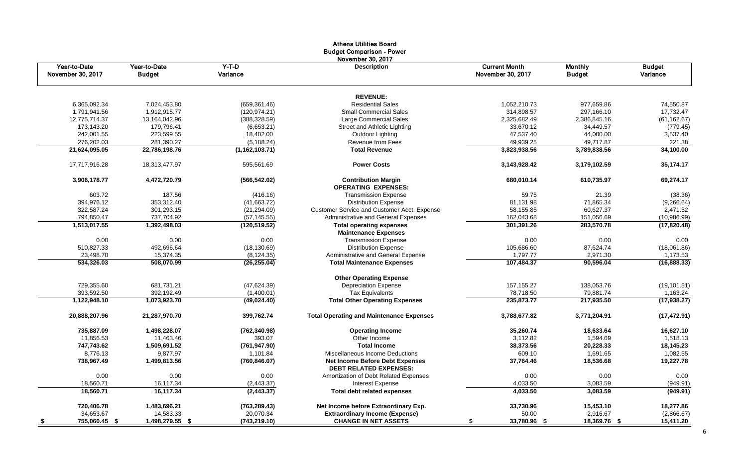# Athens Utilities Board
## Budget Comparison - Power
### November 30, 2017

| Year-to-Date November 30, 2017 | Year-to-Date Budget | Y-T-D Variance | Description | Current Month November 30, 2017 | Monthly Budget | Budget Variance |
|---|---|---|---|---|---|---|
| | | | **REVENUE:** | | | |
| 6,365,092.34 | 7,024,453.80 | (659,361.46) | Residential Sales | 1,052,210.73 | 977,659.86 | 74,550.87 |
| 1,791,941.56 | 1,912,915.77 | (120,974.21) | Small Commercial Sales | 314,898.57 | 297,166.10 | 17,732.47 |
| 12,775,714.37 | 13,164,042.96 | (388,328.59) | Large Commercial Sales | 2,325,682.49 | 2,386,845.16 | (61,162.67) |
| 173,143.20 | 179,796.41 | (6,653.21) | Street and Athletic Lighting | 33,670.12 | 34,449.57 | (779.45) |
| 242,001.55 | 223,599.55 | 18,402.00 | Outdoor Lighting | 47,537.40 | 44,000.00 | 3,537.40 |
| 276,202.03 | 281,390.27 | (5,188.24) | Revenue from Fees | 49,939.25 | 49,717.87 | 221.38 |
| **21,624,095.05** | **22,786,198.76** | **(1,162,103.71)** | **Total Revenue** | **3,823,938.56** | **3,789,838.56** | **34,100.00** |
| 17,717,916.28 | 18,313,477.97 | 595,561.69 | **Power Costs** | **3,143,928.42** | **3,179,102.59** | **35,174.17** |
| **3,906,178.77** | **4,472,720.79** | **(566,542.02)** | **Contribution Margin** | **680,010.14** | **610,735.97** | **69,274.17** |
| | | | **OPERATING EXPENSES:** | | | |
| 603.72 | 187.56 | (416.16) | Transmission Expense | 59.75 | 21.39 | (38.36) |
| 394,976.12 | 353,312.40 | (41,663.72) | Distribution Expense | 81,131.98 | 71,865.34 | (9,266.64) |
| 322,587.24 | 301,293.15 | (21,294.09) | Customer Service and Customer Acct. Expense | 58,155.85 | 60,627.37 | 2,471.52 |
| 794,850.47 | 737,704.92 | (57,145.55) | Administrative and General Expenses | 162,043.68 | 151,056.69 | (10,986.99) |
| **1,513,017.55** | **1,392,498.03** | **(120,519.52)** | **Total operating expenses** | **301,391.26** | **283,570.78** | **(17,820.48)** |
| | | | **Maintenance Expenses** | | | |
| 0.00 | 0.00 | 0.00 | Transmission Expense | 0.00 | 0.00 | 0.00 |
| 510,827.33 | 492,696.64 | (18,130.69) | Distribution Expense | 105,686.60 | 87,624.74 | (18,061.86) |
| 23,498.70 | 15,374.35 | (8,124.35) | Administrative and General Expense | 1,797.77 | 2,971.30 | 1,173.53 |
| **534,326.03** | **508,070.99** | **(26,255.04)** | **Total Maintenance Expenses** | **107,484.37** | **90,596.04** | **(16,888.33)** |
| | | | **Other Operating Expense** | | | |
| 729,355.60 | 681,731.21 | (47,624.39) | Depreciation Expense | 157,155.27 | 138,053.76 | (19,101.51) |
| 393,592.50 | 392,192.49 | (1,400.01) | Tax Equivalents | 78,718.50 | 79,881.74 | 1,163.24 |
| **1,122,948.10** | **1,073,923.70** | **(49,024.40)** | **Total Other Operating Expenses** | **235,873.77** | **217,935.50** | **(17,938.27)** |
| **20,888,207.96** | **21,287,970.70** | **399,762.74** | **Total Operating and Maintenance Expenses** | **3,788,677.82** | **3,771,204.91** | **(17,472.91)** |
| **735,887.09** | **1,498,228.07** | **(762,340.98)** | **Operating Income** | **35,260.74** | **18,633.64** | **16,627.10** |
| 11,856.53 | 11,463.46 | 393.07 | Other Income | 3,112.82 | 1,594.69 | 1,518.13 |
| **747,743.62** | **1,509,691.52** | **(761,947.90)** | **Total Income** | **38,373.56** | **20,228.33** | **18,145.23** |
| 8,776.13 | 9,877.97 | 1,101.84 | Miscellaneous Income Deductions | 609.10 | 1,691.65 | 1,082.55 |
| **738,967.49** | **1,499,813.56** | **(760,846.07)** | **Net Income Before Debt Expenses** | **37,764.46** | **18,536.68** | **19,227.78** |
| | | | **DEBT RELATED EXPENSES:** | | | |
| 0.00 | 0.00 | 0.00 | Amortization of Debt Related Expenses | 0.00 | 0.00 | 0.00 |
| 18,560.71 | 16,117.34 | (2,443.37) | Interest Expense | 4,033.50 | 3,083.59 | (949.91) |
| **18,560.71** | **16,117.34** | **(2,443.37)** | **Total debt related expenses** | **4,033.50** | **3,083.59** | **(949.91)** |
| **720,406.78** | **1,483,696.21** | **(763,289.43)** | **Net Income before Extraordinary Exp.** | **33,730.96** | **15,453.10** | **18,277.86** |
| 34,653.67 | 14,583.33 | 20,070.34 | **Extraordinary Income (Expense)** | 50.00 | 2,916.67 | (2,866.67) |
| **$ 755,060.45** | **$ 1,498,279.55** | **$ (743,219.10)** | **CHANGE IN NET ASSETS** | **$ 33,780.96** | **$ 18,369.76** | **$ 15,411.20** |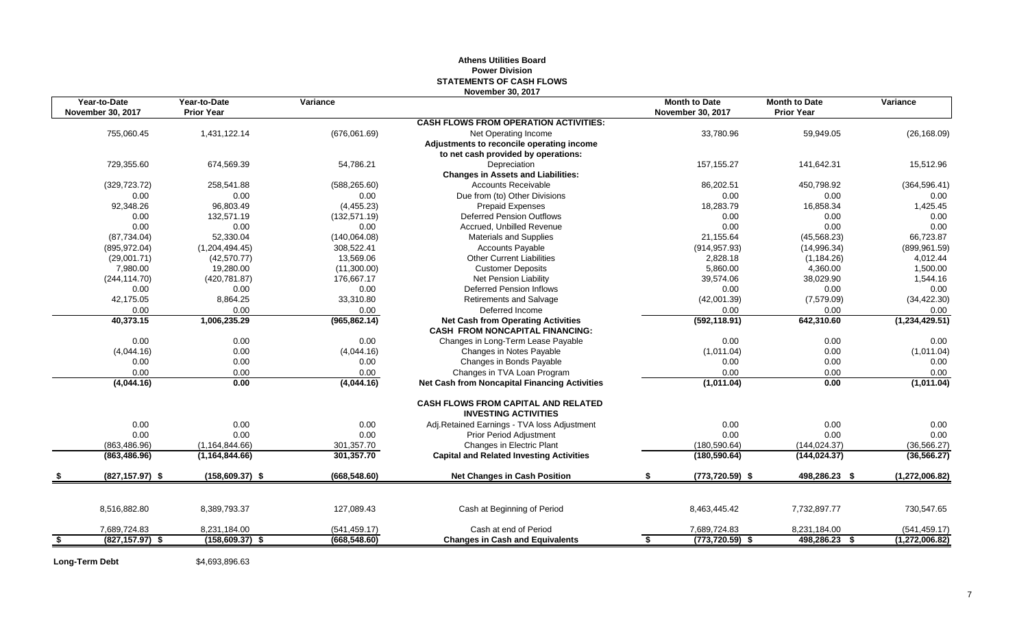# Athens Utilities Board
## Power Division
## STATEMENTS OF CASH FLOWS
### November 30, 2017

| Year-to-Date November 30, 2017 | Year-to-Date Prior Year | Variance | | Month to Date November 30, 2017 | Month to Date Prior Year | Variance |
|---|---|---|---|---|---|---|
| | | | **CASH FLOWS FROM OPERATION ACTIVITIES:** | | | |
| 755,060.45 | 1,431,122.14 | (676,061.69) | Net Operating Income | 33,780.96 | 59,949.05 | (26,168.09) |
| | | | **Adjustments to reconcile operating income to net cash provided by operations:** | | | |
| 729,355.60 | 674,569.39 | 54,786.21 | Depreciation | 157,155.27 | 141,642.31 | 15,512.96 |
| | | | **Changes in Assets and Liabilities:** | | | |
| (329,723.72) | 258,541.88 | (588,265.60) | Accounts Receivable | 86,202.51 | 450,798.92 | (364,596.41) |
| 0.00 | 0.00 | 0.00 | Due from (to) Other Divisions | 0.00 | 0.00 | 0.00 |
| 92,348.26 | 96,803.49 | (4,455.23) | Prepaid Expenses | 18,283.79 | 16,858.34 | 1,425.45 |
| 0.00 | 132,571.19 | (132,571.19) | Deferred Pension Outflows | 0.00 | 0.00 | 0.00 |
| 0.00 | 0.00 | 0.00 | Accrued, Unbilled Revenue | 0.00 | 0.00 | 0.00 |
| (87,734.04) | 52,330.04 | (140,064.08) | Materials and Supplies | 21,155.64 | (45,568.23) | 66,723.87 |
| (895,972.04) | (1,204,494.45) | 308,522.41 | Accounts Payable | (914,957.93) | (14,996.34) | (899,961.59) |
| (29,001.71) | (42,570.77) | 13,569.06 | Other Current Liabilities | 2,828.18 | (1,184.26) | 4,012.44 |
| 7,980.00 | 19,280.00 | (11,300.00) | Customer Deposits | 5,860.00 | 4,360.00 | 1,500.00 |
| (244,114.70) | (420,781.87) | 176,667.17 | Net Pension Liability | 39,574.06 | 38,029.90 | 1,544.16 |
| 0.00 | 0.00 | 0.00 | Deferred Pension Inflows | 0.00 | 0.00 | 0.00 |
| 42,175.05 | 8,864.25 | 33,310.80 | Retirements and Salvage | (42,001.39) | (7,579.09) | (34,422.30) |
| 0.00 | 0.00 | 0.00 | Deferred Income | 0.00 | 0.00 | 0.00 |
| **40,373.15** | **1,006,235.29** | **(965,862.14)** | **Net Cash from Operating Activities** | **(592,118.91)** | **642,310.60** | **(1,234,429.51)** |
| | | | **CASH FROM NONCAPITAL FINANCING:** | | | |
| 0.00 | 0.00 | 0.00 | Changes in Long-Term Lease Payable | 0.00 | 0.00 | 0.00 |
| (4,044.16) | 0.00 | (4,044.16) | Changes in Notes Payable | (1,011.04) | 0.00 | (1,011.04) |
| 0.00 | 0.00 | 0.00 | Changes in Bonds Payable | 0.00 | 0.00 | 0.00 |
| 0.00 | 0.00 | 0.00 | Changes in TVA Loan Program | 0.00 | 0.00 | 0.00 |
| **(4,044.16)** | **0.00** | **(4,044.16)** | **Net Cash from Noncapital Financing Activities** | **(1,011.04)** | **0.00** | **(1,011.04)** |
| | | | **CASH FLOWS FROM CAPITAL AND RELATED INVESTING ACTIVITIES** | | | |
| 0.00 | 0.00 | 0.00 | Adj.Retained Earnings - TVA loss Adjustment | 0.00 | 0.00 | 0.00 |
| 0.00 | 0.00 | 0.00 | Prior Period Adjustment | 0.00 | 0.00 | 0.00 |
| (863,486.96) | (1,164,844.66) | 301,357.70 | Changes in Electric Plant | (180,590.64) | (144,024.37) | (36,566.27) |
| **(863,486.96)** | **(1,164,844.66)** | **301,357.70** | **Capital and Related Investing Activities** | **(180,590.64)** | **(144,024.37)** | **(36,566.27)** |
| **$ (827,157.97)** | **$ (158,609.37)** | **$ (668,548.60)** | **Net Changes in Cash Position** | **$ (773,720.59)** | **$ 498,286.23** | **$ (1,272,006.82)** |
| 8,516,882.80 | 8,389,793.37 | 127,089.43 | Cash at Beginning of Period | 8,463,445.42 | 7,732,897.77 | 730,547.65 |
| 7,689,724.83 | 8,231,184.00 | (541,459.17) | Cash at end of Period | 7,689,724.83 | 8,231,184.00 | (541,459.17) |
| **$ (827,157.97)** | **$ (158,609.37)** | **$ (668,548.60)** | **Changes in Cash and Equivalents** | **$ (773,720.59)** | **$ 498,286.23** | **$ (1,272,006.82)** |

**Long-Term Debt** $4,693,896.63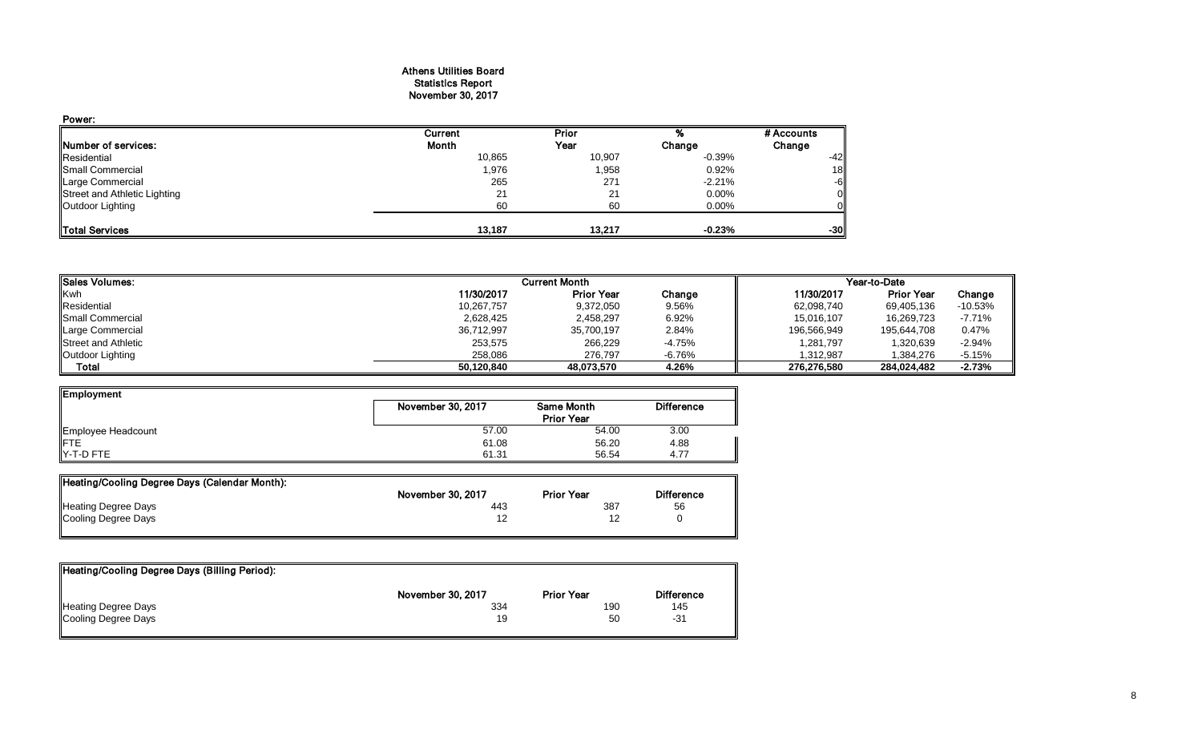# Athens Utilities Board
## Statistics Report
## November 30, 2017

**Power:**

| Number of services: | Current Month | Prior Year | % Change | # Accounts Change |
|---|---|---|---|---|
| Residential | 10,865 | 10,907 | -0.39% | -42 |
| Small Commercial | 1,976 | 1,958 | 0.92% | 18 |
| Large Commercial | 265 | 271 | -2.21% | -6 |
| Street and Athletic Lighting | 21 | 21 | 0.00% | 0 |
| Outdoor Lighting | 60 | 60 | 0.00% | 0 |
| **Total Services** | **13,187** | **13,217** | **-0.23%** | **-30** |

| Sales Volumes: | Current Month | | | Year-to-Date | | |
|---|---|---|---|---|---|---|
| Kwh | 11/30/2017 | Prior Year | Change | 11/30/2017 | Prior Year | Change |
| Residential | 10,267,757 | 9,372,050 | 9.56% | 62,098,740 | 69,405,136 | -10.53% |
| Small Commercial | 2,628,425 | 2,458,297 | 6.92% | 15,016,107 | 16,269,723 | -7.71% |
| Large Commercial | 36,712,997 | 35,700,197 | 2.84% | 196,566,949 | 195,644,708 | 0.47% |
| Street and Athletic | 253,575 | 266,229 | -4.75% | 1,281,797 | 1,320,639 | -2.94% |
| Outdoor Lighting | 258,086 | 276,797 | -6.76% | 1,312,987 | 1,384,276 | -5.15% |
| **Total** | **50,120,840** | **48,073,570** | **4.26%** | **276,276,580** | **284,024,482** | **-2.73%** |

| Employment | November 30, 2017 | Same Month Prior Year | Difference |
|---|---|---|---|
| Employee Headcount | 57.00 | 54.00 | 3.00 |
| FTE | 61.08 | 56.20 | 4.88 |
| Y-T-D FTE | 61.31 | 56.54 | 4.77 |

| Heating/Cooling Degree Days (Calendar Month): | November 30, 2017 | Prior Year | Difference |
|---|---|---|---|
| Heating Degree Days | 443 | 387 | 56 |
| Cooling Degree Days | 12 | 12 | 0 |

| Heating/Cooling Degree Days (Billing Period): | November 30, 2017 | Prior Year | Difference |
|---|---|---|---|
| Heating Degree Days | 334 | 190 | 145 |
| Cooling Degree Days | 19 | 50 | -31 |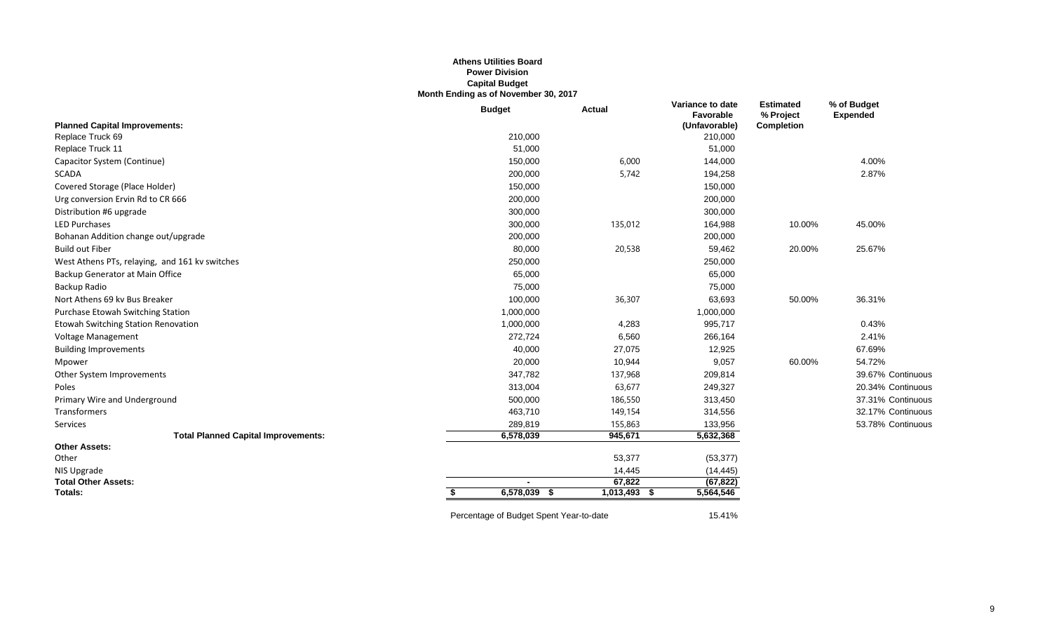**Athens Utilities Board**
**Power Division**
**Capital Budget**
**Month Ending as of November 30, 2017**

| Planned Capital Improvements: | Budget | Actual | Variance to date Favorable (Unfavorable) | Estimated % Project Completion | % of Budget Expended | |
|---|---|---|---|---|---|---|
| Replace Truck 69 | 210,000 | | 210,000 | | | |
| Replace Truck 11 | 51,000 | | 51,000 | | | |
| Capacitor System (Continue) | 150,000 | 6,000 | 144,000 | | 4.00% | |
| SCADA | 200,000 | 5,742 | 194,258 | | 2.87% | |
| Covered Storage (Place Holder) | 150,000 | | 150,000 | | | |
| Urg conversion Ervin Rd to CR 666 | 200,000 | | 200,000 | | | |
| Distribution #6 upgrade | 300,000 | | 300,000 | | | |
| LED Purchases | 300,000 | 135,012 | 164,988 | 10.00% | 45.00% | |
| Bohanan Addition change out/upgrade | 200,000 | | 200,000 | | | |
| Build out Fiber | 80,000 | 20,538 | 59,462 | 20.00% | 25.67% | |
| West Athens PTs, relaying, and 161 kv switches | 250,000 | | 250,000 | | | |
| Backup Generator at Main Office | 65,000 | | 65,000 | | | |
| Backup Radio | 75,000 | | 75,000 | | | |
| Nort Athens 69 kv Bus Breaker | 100,000 | 36,307 | 63,693 | 50.00% | 36.31% | |
| Purchase Etowah Switching Station | 1,000,000 | | 1,000,000 | | | |
| Etowah Switching Station Renovation | 1,000,000 | 4,283 | 995,717 | | 0.43% | |
| Voltage Management | 272,724 | 6,560 | 266,164 | | 2.41% | |
| Building Improvements | 40,000 | 27,075 | 12,925 | | 67.69% | |
| Mpower | 20,000 | 10,944 | 9,057 | 60.00% | 54.72% | |
| Other System Improvements | 347,782 | 137,968 | 209,814 | | 39.67% | Continuous |
| Poles | 313,004 | 63,677 | 249,327 | | 20.34% | Continuous |
| Primary Wire and Underground | 500,000 | 186,550 | 313,450 | | 37.31% | Continuous |
| Transformers | 463,710 | 149,154 | 314,556 | | 32.17% | Continuous |
| Services | 289,819 | 155,863 | 133,956 | | 53.78% | Continuous |
| **Total Planned Capital Improvements:** | 6,578,039 | 945,671 | 5,632,368 | | | |
| **Other Assets:** | | | | | | |
| Other | | 53,377 | (53,377) | | | |
| NIS Upgrade | | 14,445 | (14,445) | | | |
| **Total Other Assets:** | - | 67,822 | (67,822) | | | |
| **Totals:** | $ 6,578,039 | $ 1,013,493 | $ 5,564,546 | | | |

Percentage of Budget Spent Year-to-date 15.41%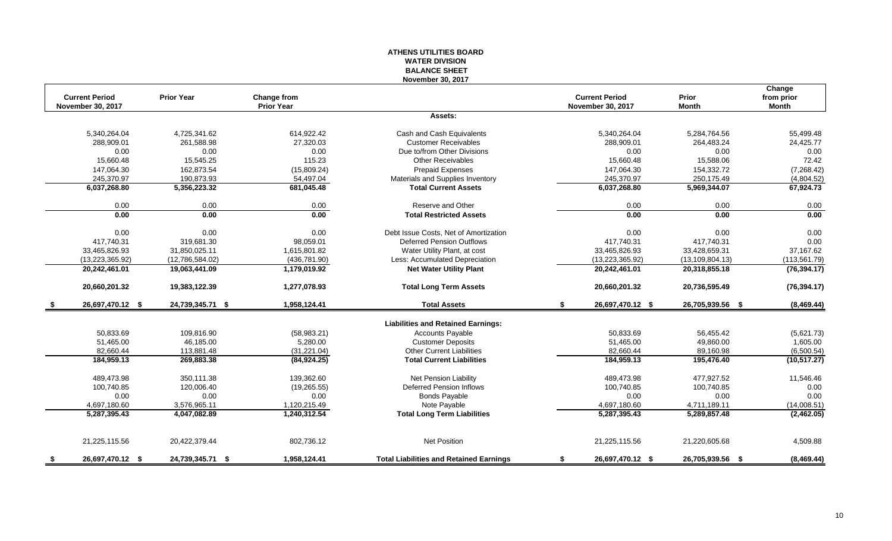# ATHENS UTILITIES BOARD
## WATER DIVISION
## BALANCE SHEET
### November 30, 2017

| Current Period November 30, 2017 | Prior Year | Change from Prior Year | | Current Period November 30, 2017 | Prior Month | Change from prior Month |
|---|---|---|---|---|---|---|
| | | | **Assets:** | | | |
| 5,340,264.04 | 4,725,341.62 | 614,922.42 | Cash and Cash Equivalents | 5,340,264.04 | 5,284,764.56 | 55,499.48 |
| 288,909.01 | 261,588.98 | 27,320.03 | Customer Receivables | 288,909.01 | 264,483.24 | 24,425.77 |
| 0.00 | 0.00 | 0.00 | Due to/from Other Divisions | 0.00 | 0.00 | 0.00 |
| 15,660.48 | 15,545.25 | 115.23 | Other Receivables | 15,660.48 | 15,588.06 | 72.42 |
| 147,064.30 | 162,873.54 | (15,809.24) | Prepaid Expenses | 147,064.30 | 154,332.72 | (7,268.42) |
| 245,370.97 | 190,873.93 | 54,497.04 | Materials and Supplies Inventory | 245,370.97 | 250,175.49 | (4,804.52) |
| **6,037,268.80** | **5,356,223.32** | **681,045.48** | **Total Current Assets** | **6,037,268.80** | **5,969,344.07** | **67,924.73** |
| 0.00 | 0.00 | 0.00 | Reserve and Other | 0.00 | 0.00 | 0.00 |
| **0.00** | **0.00** | **0.00** | **Total Restricted Assets** | **0.00** | **0.00** | **0.00** |
| 0.00 | 0.00 | 0.00 | Debt Issue Costs, Net of Amortization | 0.00 | 0.00 | 0.00 |
| 417,740.31 | 319,681.30 | 98,059.01 | Deferred Pension Outflows | 417,740.31 | 417,740.31 | 0.00 |
| 33,465,826.93 | 31,850,025.11 | 1,615,801.82 | Water Utility Plant, at cost | 33,465,826.93 | 33,428,659.31 | 37,167.62 |
| (13,223,365.92) | (12,786,584.02) | (436,781.90) | Less: Accumulated Depreciation | (13,223,365.92) | (13,109,804.13) | (113,561.79) |
| **20,242,461.01** | **19,063,441.09** | **1,179,019.92** | **Net Water Utility Plant** | **20,242,461.01** | **20,318,855.18** | **(76,394.17)** |
| **20,660,201.32** | **19,383,122.39** | **1,277,078.93** | **Total Long Term Assets** | **20,660,201.32** | **20,736,595.49** | **(76,394.17)** |
| **$ 26,697,470.12** | **$ 24,739,345.71** | **$ 1,958,124.41** | **Total Assets** | **$ 26,697,470.12** | **$ 26,705,939.56** | **$ (8,469.44)** |
| | | | **Liabilities and Retained Earnings:** | | | |
| 50,833.69 | 109,816.90 | (58,983.21) | Accounts Payable | 50,833.69 | 56,455.42 | (5,621.73) |
| 51,465.00 | 46,185.00 | 5,280.00 | Customer Deposits | 51,465.00 | 49,860.00 | 1,605.00 |
| 82,660.44 | 113,881.48 | (31,221.04) | Other Current Liabilities | 82,660.44 | 89,160.98 | (6,500.54) |
| **184,959.13** | **269,883.38** | **(84,924.25)** | **Total Current Liabilities** | **184,959.13** | **195,476.40** | **(10,517.27)** |
| 489,473.98 | 350,111.38 | 139,362.60 | Net Pension Liability | 489,473.98 | 477,927.52 | 11,546.46 |
| 100,740.85 | 120,006.40 | (19,265.55) | Deferred Pension Inflows | 100,740.85 | 100,740.85 | 0.00 |
| 0.00 | 0.00 | 0.00 | Bonds Payable | 0.00 | 0.00 | 0.00 |
| 4,697,180.60 | 3,576,965.11 | 1,120,215.49 | Note Payable | 4,697,180.60 | 4,711,189.11 | (14,008.51) |
| **5,287,395.43** | **4,047,082.89** | **1,240,312.54** | **Total Long Term Liabilities** | **5,287,395.43** | **5,289,857.48** | **(2,462.05)** |
| 21,225,115.56 | 20,422,379.44 | 802,736.12 | Net Position | 21,225,115.56 | 21,220,605.68 | 4,509.88 |
| **$ 26,697,470.12** | **$ 24,739,345.71** | **$ 1,958,124.41** | **Total Liabilities and Retained Earnings** | **$ 26,697,470.12** | **$ 26,705,939.56** | **$ (8,469.44)** |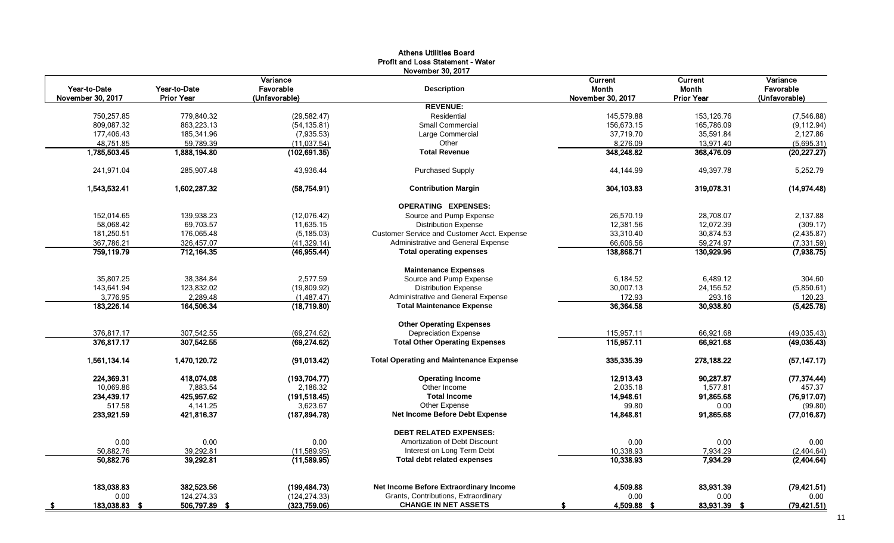# Athens Utilities Board
## Profit and Loss Statement - Water
### November 30, 2017

| Year-to-Date November 30, 2017 | Year-to-Date Prior Year | Variance Favorable (Unfavorable) | Description | Current Month November 30, 2017 | Current Month Prior Year | Variance Favorable (Unfavorable) |
|---|---|---|---|---|---|---|
| | | | **REVENUE:** | | | |
| 750,257.85 | 779,840.32 | (29,582.47) | Residential | 145,579.88 | 153,126.76 | (7,546.88) |
| 809,087.32 | 863,223.13 | (54,135.81) | Small Commercial | 156,673.15 | 165,786.09 | (9,112.94) |
| 177,406.43 | 185,341.96 | (7,935.53) | Large Commercial | 37,719.70 | 35,591.84 | 2,127.86 |
| 48,751.85 | 59,789.39 | (11,037.54) | Other | 8,276.09 | 13,971.40 | (5,695.31) |
| **1,785,503.45** | **1,888,194.80** | **(102,691.35)** | **Total Revenue** | **348,248.82** | **368,476.09** | **(20,227.27)** |
| 241,971.04 | 285,907.48 | 43,936.44 | Purchased Supply | 44,144.99 | 49,397.78 | 5,252.79 |
| **1,543,532.41** | **1,602,287.32** | **(58,754.91)** | **Contribution Margin** | **304,103.83** | **319,078.31** | **(14,974.48)** |
| | | | **OPERATING EXPENSES:** | | | |
| 152,014.65 | 139,938.23 | (12,076.42) | Source and Pump Expense | 26,570.19 | 28,708.07 | 2,137.88 |
| 58,068.42 | 69,703.57 | 11,635.15 | Distribution Expense | 12,381.56 | 12,072.39 | (309.17) |
| 181,250.51 | 176,065.48 | (5,185.03) | Customer Service and Customer Acct. Expense | 33,310.40 | 30,874.53 | (2,435.87) |
| 367,786.21 | 326,457.07 | (41,329.14) | Administrative and General Expense | 66,606.56 | 59,274.97 | (7,331.59) |
| **759,119.79** | **712,164.35** | **(46,955.44)** | **Total operating expenses** | **138,868.71** | **130,929.96** | **(7,938.75)** |
| | | | **Maintenance Expenses** | | | |
| 35,807.25 | 38,384.84 | 2,577.59 | Source and Pump Expense | 6,184.52 | 6,489.12 | 304.60 |
| 143,641.94 | 123,832.02 | (19,809.92) | Distribution Expense | 30,007.13 | 24,156.52 | (5,850.61) |
| 3,776.95 | 2,289.48 | (1,487.47) | Administrative and General Expense | 172.93 | 293.16 | 120.23 |
| **183,226.14** | **164,506.34** | **(18,719.80)** | **Total Maintenance Expense** | **36,364.58** | **30,938.80** | **(5,425.78)** |
| | | | **Other Operating Expenses** | | | |
| 376,817.17 | 307,542.55 | (69,274.62) | Depreciation Expense | 115,957.11 | 66,921.68 | (49,035.43) |
| **376,817.17** | **307,542.55** | **(69,274.62)** | **Total Other Operating Expenses** | **115,957.11** | **66,921.68** | **(49,035.43)** |
| **1,561,134.14** | **1,470,120.72** | **(91,013.42)** | **Total Operating and Maintenance Expense** | **335,335.39** | **278,188.22** | **(57,147.17)** |
| **224,369.31** | **418,074.08** | **(193,704.77)** | **Operating Income** | **12,913.43** | **90,287.87** | **(77,374.44)** |
| 10,069.86 | 7,883.54 | 2,186.32 | Other Income | 2,035.18 | 1,577.81 | 457.37 |
| **234,439.17** | **425,957.62** | **(191,518.45)** | **Total Income** | **14,948.61** | **91,865.68** | **(76,917.07)** |
| 517.58 | 4,141.25 | 3,623.67 | Other Expense | 99.80 | 0.00 | (99.80) |
| **233,921.59** | **421,816.37** | **(187,894.78)** | **Net Income Before Debt Expense** | **14,848.81** | **91,865.68** | **(77,016.87)** |
| | | | **DEBT RELATED EXPENSES:** | | | |
| 0.00 | 0.00 | 0.00 | Amortization of Debt Discount | 0.00 | 0.00 | 0.00 |
| 50,882.76 | 39,292.81 | (11,589.95) | Interest on Long Term Debt | 10,338.93 | 7,934.29 | (2,404.64) |
| **50,882.76** | **39,292.81** | **(11,589.95)** | **Total debt related expenses** | **10,338.93** | **7,934.29** | **(2,404.64)** |
| **183,038.83** | **382,523.56** | **(199,484.73)** | **Net Income Before Extraordinary Income** | **4,509.88** | **83,931.39** | **(79,421.51)** |
| 0.00 | 124,274.33 | (124,274.33) | Grants, Contributions, Extraordinary | 0.00 | 0.00 | 0.00 |
| **$ 183,038.83** | **$ 506,797.89** | **$ (323,759.06)** | **CHANGE IN NET ASSETS** | **$ 4,509.88** | **$ 83,931.39** | **$ (79,421.51)** |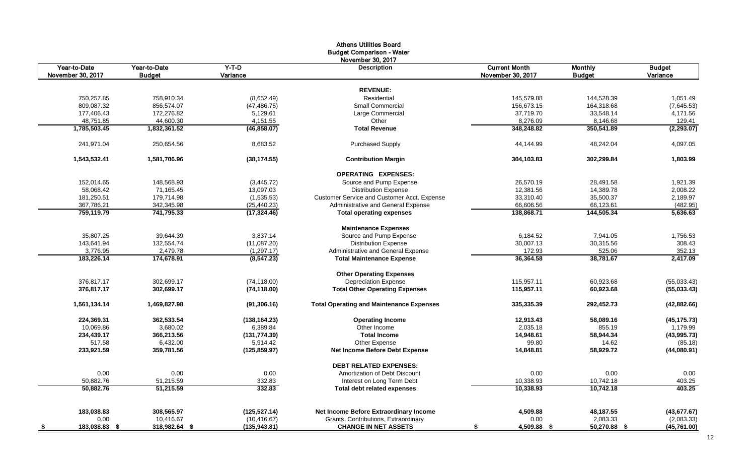# Athens Utilities Board
## Budget Comparison - Water
### November 30, 2017

| Year-to-Date November 30, 2017 | Year-to-Date Budget | Y-T-D Variance | Description | Current Month November 30, 2017 | Monthly Budget | Budget Variance |
|---|---|---|---|---|---|---|
| | | | **REVENUE:** | | | |
| 750,257.85 | 758,910.34 | (8,652.49) | Residential | 145,579.88 | 144,528.39 | 1,051.49 |
| 809,087.32 | 856,574.07 | (47,486.75) | Small Commercial | 156,673.15 | 164,318.68 | (7,645.53) |
| 177,406.43 | 172,276.82 | 5,129.61 | Large Commercial | 37,719.70 | 33,548.14 | 4,171.56 |
| 48,751.85 | 44,600.30 | 4,151.55 | Other | 8,276.09 | 8,146.68 | 129.41 |
| **1,785,503.45** | **1,832,361.52** | **(46,858.07)** | **Total Revenue** | **348,248.82** | **350,541.89** | **(2,293.07)** |
| 241,971.04 | 250,654.56 | 8,683.52 | Purchased Supply | 44,144.99 | 48,242.04 | 4,097.05 |
| **1,543,532.41** | **1,581,706.96** | **(38,174.55)** | **Contribution Margin** | **304,103.83** | **302,299.84** | **1,803.99** |
| | | | **OPERATING EXPENSES:** | | | |
| 152,014.65 | 148,568.93 | (3,445.72) | Source and Pump Expense | 26,570.19 | 28,491.58 | 1,921.39 |
| 58,068.42 | 71,165.45 | 13,097.03 | Distribution Expense | 12,381.56 | 14,389.78 | 2,008.22 |
| 181,250.51 | 179,714.98 | (1,535.53) | Customer Service and Customer Acct. Expense | 33,310.40 | 35,500.37 | 2,189.97 |
| 367,786.21 | 342,345.98 | (25,440.23) | Administrative and General Expense | 66,606.56 | 66,123.61 | (482.95) |
| **759,119.79** | **741,795.33** | **(17,324.46)** | **Total operating expenses** | **138,868.71** | **144,505.34** | **5,636.63** |
| | | | **Maintenance Expenses** | | | |
| 35,807.25 | 39,644.39 | 3,837.14 | Source and Pump Expense | 6,184.52 | 7,941.05 | 1,756.53 |
| 143,641.94 | 132,554.74 | (11,087.20) | Distribution Expense | 30,007.13 | 30,315.56 | 308.43 |
| 3,776.95 | 2,479.78 | (1,297.17) | Administrative and General Expense | 172.93 | 525.06 | 352.13 |
| **183,226.14** | **174,678.91** | **(8,547.23)** | **Total Maintenance Expense** | **36,364.58** | **38,781.67** | **2,417.09** |
| | | | **Other Operating Expenses** | | | |
| 376,817.17 | 302,699.17 | (74,118.00) | Depreciation Expense | 115,957.11 | 60,923.68 | (55,033.43) |
| **376,817.17** | **302,699.17** | **(74,118.00)** | **Total Other Operating Expenses** | **115,957.11** | **60,923.68** | **(55,033.43)** |
| **1,561,134.14** | **1,469,827.98** | **(91,306.16)** | **Total Operating and Maintenance Expenses** | **335,335.39** | **292,452.73** | **(42,882.66)** |
| **224,369.31** | **362,533.54** | **(138,164.23)** | **Operating Income** | **12,913.43** | **58,089.16** | **(45,175.73)** |
| 10,069.86 | 3,680.02 | 6,389.84 | Other Income | 2,035.18 | 855.19 | 1,179.99 |
| **234,439.17** | **366,213.56** | **(131,774.39)** | **Total Income** | **14,948.61** | **58,944.34** | **(43,995.73)** |
| 517.58 | 6,432.00 | 5,914.42 | Other Expense | 99.80 | 14.62 | (85.18) |
| **233,921.59** | **359,781.56** | **(125,859.97)** | **Net Income Before Debt Expense** | **14,848.81** | **58,929.72** | **(44,080.91)** |
| | | | **DEBT RELATED EXPENSES:** | | | |
| 0.00 | 0.00 | 0.00 | Amortization of Debt Discount | 0.00 | 0.00 | 0.00 |
| 50,882.76 | 51,215.59 | 332.83 | Interest on Long Term Debt | 10,338.93 | 10,742.18 | 403.25 |
| **50,882.76** | **51,215.59** | **332.83** | **Total debt related expenses** | **10,338.93** | **10,742.18** | **403.25** |
| **183,038.83** | **308,565.97** | **(125,527.14)** | **Net Income Before Extraordinary Income** | **4,509.88** | **48,187.55** | **(43,677.67)** |
| 0.00 | 10,416.67 | (10,416.67) | Grants, Contributions, Extraordinary | 0.00 | 2,083.33 | (2,083.33) |
| **$ 183,038.83** | **$ 318,982.64** | **$ (135,943.81)** | **CHANGE IN NET ASSETS** | **$ 4,509.88** | **$ 50,270.88** | **$ (45,761.00)** |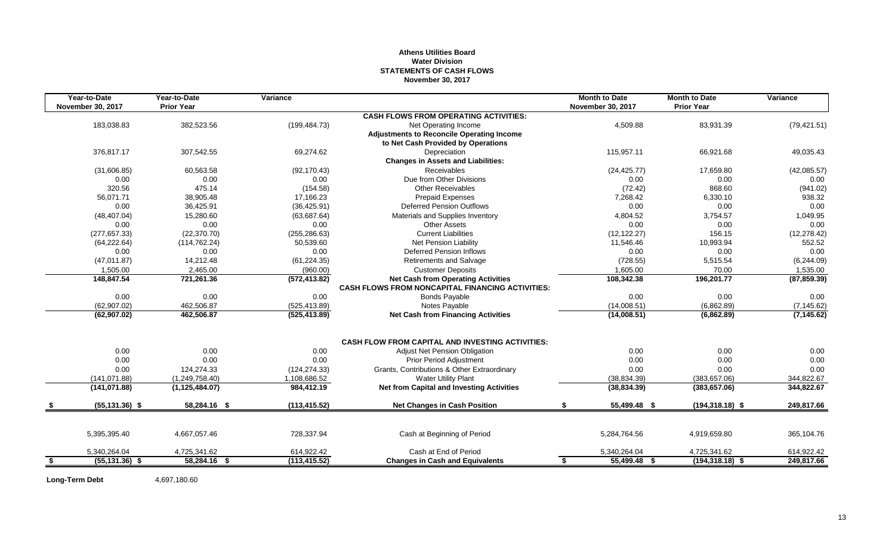**Athens Utilities Board**
**Water Division**
**STATEMENTS OF CASH FLOWS**
**November 30, 2017**

| Year-to-Date November 30, 2017 | Year-to-Date Prior Year | Variance | | Month to Date November 30, 2017 | Month to Date Prior Year | Variance |
|---|---|---|---|---|---|---|
| | | | **CASH FLOWS FROM OPERATING ACTIVITIES:** | | | |
| 183,038.83 | 382,523.56 | (199,484.73) | Net Operating Income | 4,509.88 | 83,931.39 | (79,421.51) |
| | | | **Adjustments to Reconcile Operating Income** | | | |
| | | | **to Net Cash Provided by Operations** | | | |
| 376,817.17 | 307,542.55 | 69,274.62 | Depreciation | 115,957.11 | 66,921.68 | 49,035.43 |
| | | | **Changes in Assets and Liabilities:** | | | |
| (31,606.85) | 60,563.58 | (92,170.43) | Receivables | (24,425.77) | 17,659.80 | (42,085.57) |
| 0.00 | 0.00 | 0.00 | Due from Other Divisions | 0.00 | 0.00 | 0.00 |
| 320.56 | 475.14 | (154.58) | Other Receivables | (72.42) | 868.60 | (941.02) |
| 56,071.71 | 38,905.48 | 17,166.23 | Prepaid Expenses | 7,268.42 | 6,330.10 | 938.32 |
| 0.00 | 36,425.91 | (36,425.91) | Deferred Pension Outflows | 0.00 | 0.00 | 0.00 |
| (48,407.04) | 15,280.60 | (63,687.64) | Materials and Supplies Inventory | 4,804.52 | 3,754.57 | 1,049.95 |
| 0.00 | 0.00 | 0.00 | Other Assets | 0.00 | 0.00 | 0.00 |
| (277,657.33) | (22,370.70) | (255,286.63) | Current Liabilities | (12,122.27) | 156.15 | (12,278.42) |
| (64,222.64) | (114,762.24) | 50,539.60 | Net Pension Liability | 11,546.46 | 10,993.94 | 552.52 |
| 0.00 | 0.00 | 0.00 | Deferred Pension Inflows | 0.00 | 0.00 | 0.00 |
| (47,011.87) | 14,212.48 | (61,224.35) | Retirements and Salvage | (728.55) | 5,515.54 | (6,244.09) |
| 1,505.00 | 2,465.00 | (960.00) | Customer Deposits | 1,605.00 | 70.00 | 1,535.00 |
| **148,847.54** | **721,261.36** | **(572,413.82)** | **Net Cash from Operating Activities** | **108,342.38** | **196,201.77** | **(87,859.39)** |
| | | | **CASH FLOWS FROM NONCAPITAL FINANCING ACTIVITIES:** | | | |
| 0.00 | 0.00 | 0.00 | Bonds Payable | 0.00 | 0.00 | 0.00 |
| (62,907.02) | 462,506.87 | (525,413.89) | Notes Payable | (14,008.51) | (6,862.89) | (7,145.62) |
| **(62,907.02)** | **462,506.87** | **(525,413.89)** | **Net Cash from Financing Activities** | **(14,008.51)** | **(6,862.89)** | **(7,145.62)** |
| | | | **CASH FLOW FROM CAPITAL AND INVESTING ACTIVITIES:** | | | |
| 0.00 | 0.00 | 0.00 | Adjust Net Pension Obligation | 0.00 | 0.00 | 0.00 |
| 0.00 | 0.00 | 0.00 | Prior Period Adjustment | 0.00 | 0.00 | 0.00 |
| 0.00 | 124,274.33 | (124,274.33) | Grants, Contributions & Other Extraordinary | 0.00 | 0.00 | 0.00 |
| (141,071.88) | (1,249,758.40) | 1,108,686.52 | Water Utility Plant | (38,834.39) | (383,657.06) | 344,822.67 |
| **(141,071.88)** | **(1,125,484.07)** | **984,412.19** | **Net from Capital and Investing Activities** | **(38,834.39)** | **(383,657.06)** | **344,822.67** |
| **$ (55,131.36)** | **$ 58,284.16** | **$ (113,415.52)** | **Net Changes in Cash Position** | **$ 55,499.48** | **$ (194,318.18)** | **$ 249,817.66** |
| 5,395,395.40 | 4,667,057.46 | 728,337.94 | Cash at Beginning of Period | 5,284,764.56 | 4,919,659.80 | 365,104.76 |
| 5,340,264.04 | 4,725,341.62 | 614,922.42 | Cash at End of Period | 5,340,264.04 | 4,725,341.62 | 614,922.42 |
| **$ (55,131.36)** | **$ 58,284.16** | **$ (113,415.52)** | **Changes in Cash and Equivalents** | **$ 55,499.48** | **$ (194,318.18)** | **$ 249,817.66** |

**Long-Term Debt** 4,697,180.60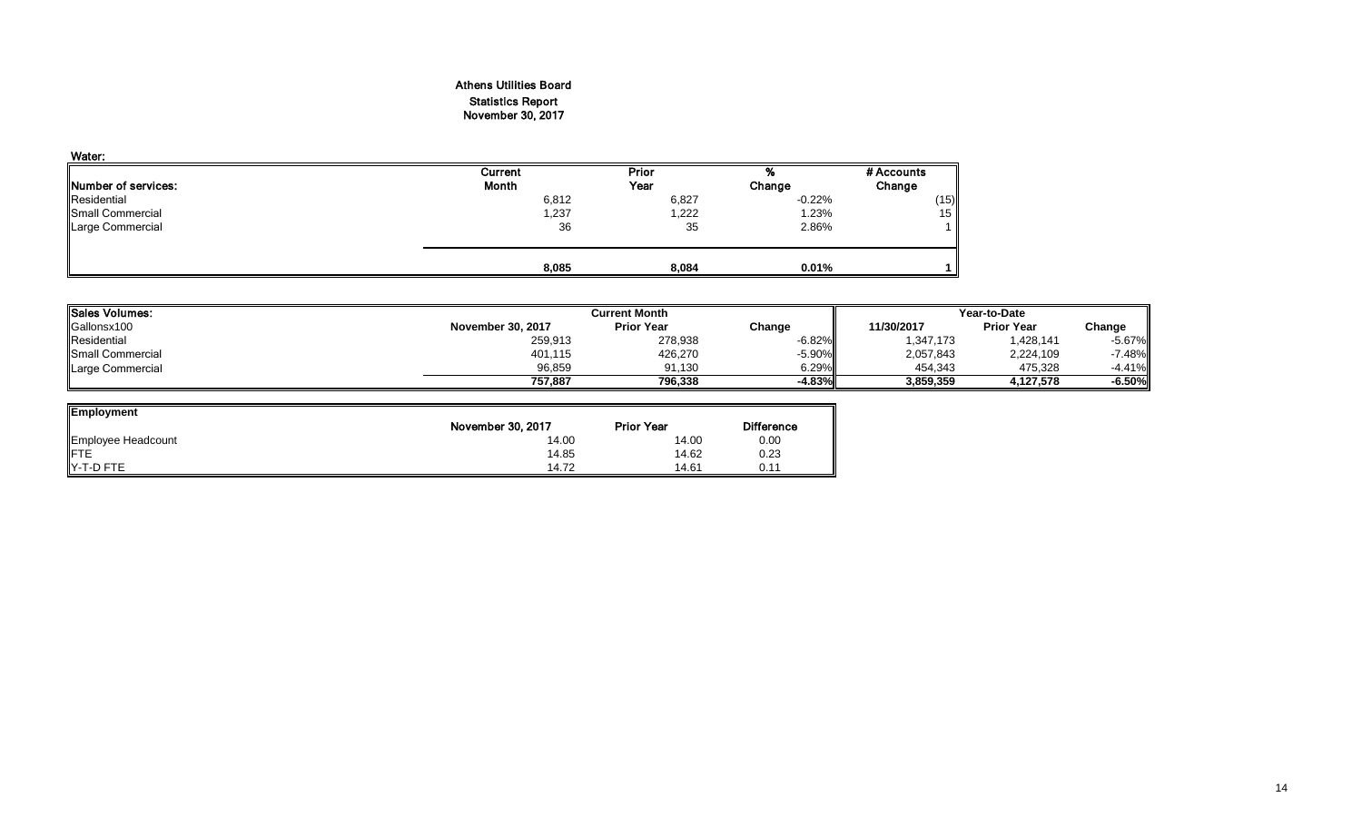# Athens Utilities Board

## Statistics Report

## November 30, 2017

**Water:**

| Number of services: | Current Month | Prior Year | % Change | # Accounts Change |
|---|---|---|---|---|
| Residential | 6,812 | 6,827 | -0.22% | (15) |
| Small Commercial | 1,237 | 1,222 | 1.23% | 15 |
| Large Commercial | 36 | 35 | 2.86% | 1 |
| | **8,085** | **8,084** | **0.01%** | **1** |

| Sales Volumes: | Current Month | | | Year-to-Date | | |
|---|---|---|---|---|---|---|
| Gallonsx100 | November 30, 2017 | Prior Year | Change | 11/30/2017 | Prior Year | Change |
| Residential | 259,913 | 278,938 | -6.82% | 1,347,173 | 1,428,141 | -5.67% |
| Small Commercial | 401,115 | 426,270 | -5.90% | 2,057,843 | 2,224,109 | -7.48% |
| Large Commercial | 96,859 | 91,130 | 6.29% | 454,343 | 475,328 | -4.41% |
| | **757,887** | **796,338** | **-4.83%** | **3,859,359** | **4,127,578** | **-6.50%** |

| Employment | November 30, 2017 | Prior Year | Difference |
|---|---|---|---|
| Employee Headcount | 14.00 | 14.00 | 0.00 |
| FTE | 14.85 | 14.62 | 0.23 |
| Y-T-D FTE | 14.72 | 14.61 | 0.11 |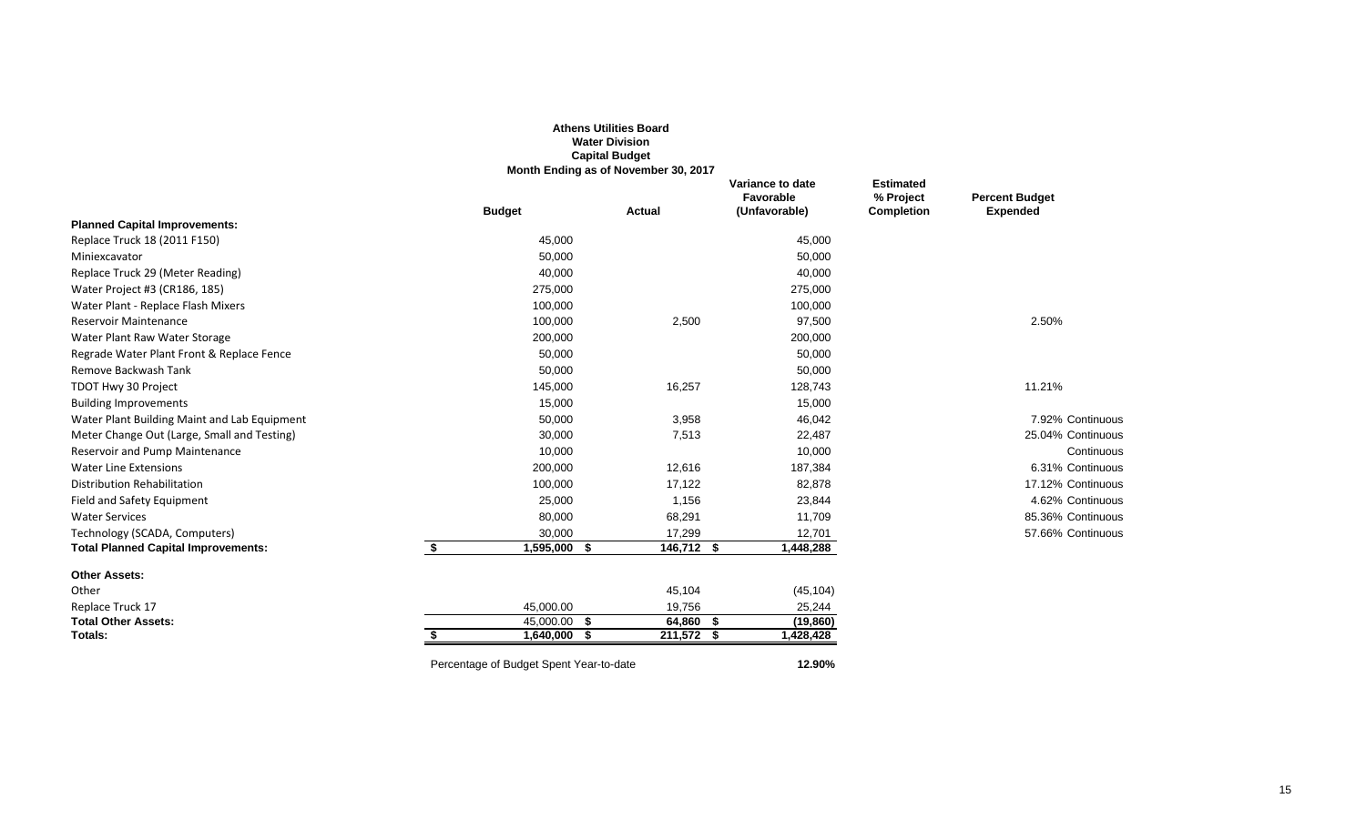**Athens Utilities Board**
**Water Division**
**Capital Budget**
**Month Ending as of November 30, 2017**

| | Budget | Actual | Variance to date Favorable (Unfavorable) | Estimated % Project Completion | Percent Budget Expended | |
|---|---|---|---|---|---|---|
| **Planned Capital Improvements:** | | | | | | |
| Replace Truck 18 (2011 F150) | 45,000 | | 45,000 | | | |
| Miniexcavator | 50,000 | | 50,000 | | | |
| Replace Truck 29 (Meter Reading) | 40,000 | | 40,000 | | | |
| Water Project #3 (CR186, 185) | 275,000 | | 275,000 | | | |
| Water Plant - Replace Flash Mixers | 100,000 | | 100,000 | | | |
| Reservoir Maintenance | 100,000 | 2,500 | 97,500 | | 2.50% | |
| Water Plant Raw Water Storage | 200,000 | | 200,000 | | | |
| Regrade Water Plant Front & Replace Fence | 50,000 | | 50,000 | | | |
| Remove Backwash Tank | 50,000 | | 50,000 | | | |
| TDOT Hwy 30 Project | 145,000 | 16,257 | 128,743 | | 11.21% | |
| Building Improvements | 15,000 | | 15,000 | | | |
| Water Plant Building Maint and Lab Equipment | 50,000 | 3,958 | 46,042 | | 7.92% | Continuous |
| Meter Change Out (Large, Small and Testing) | 30,000 | 7,513 | 22,487 | | 25.04% | Continuous |
| Reservoir and Pump Maintenance | 10,000 | | 10,000 | | | Continuous |
| Water Line Extensions | 200,000 | 12,616 | 187,384 | | 6.31% | Continuous |
| Distribution Rehabilitation | 100,000 | 17,122 | 82,878 | | 17.12% | Continuous |
| Field and Safety Equipment | 25,000 | 1,156 | 23,844 | | 4.62% | Continuous |
| Water Services | 80,000 | 68,291 | 11,709 | | 85.36% | Continuous |
| Technology (SCADA, Computers) | 30,000 | 17,299 | 12,701 | | 57.66% | Continuous |
| **Total Planned Capital Improvements:** | **$ 1,595,000** | **$ 146,712** | **$ 1,448,288** | | | |
| **Other Assets:** | | | | | | |
| Other | | 45,104 | (45,104) | | | |
| Replace Truck 17 | 45,000.00 | 19,756 | 25,244 | | | |
| **Total Other Assets:** | 45,000.00 | **$ 64,860** | **$ (19,860)** | | | |
| **Totals:** | **$ 1,640,000** | **$ 211,572** | **$ 1,428,428** | | | |
| Percentage of Budget Spent Year-to-date | | | **12.90%** | | | |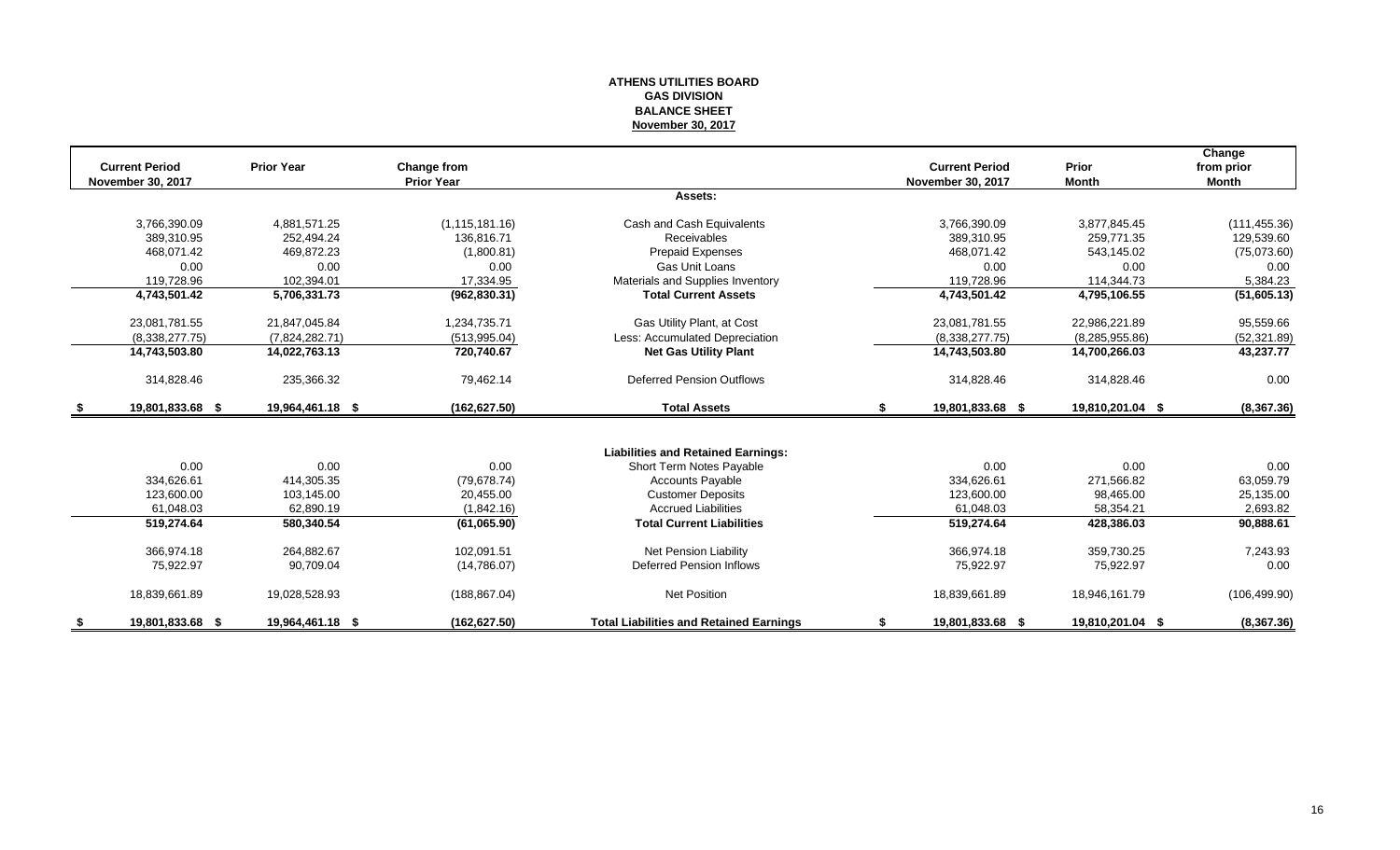**ATHENS UTILITIES BOARD**
**GAS DIVISION**
**BALANCE SHEET**
**November 30, 2017**

| Current Period November 30, 2017 | Prior Year | Change from Prior Year | | Current Period November 30, 2017 | Prior Month | Change from prior Month |
|---|---|---|---|---|---|---|
| | | | **Assets:** | | | |
| 3,766,390.09 | 4,881,571.25 | (1,115,181.16) | Cash and Cash Equivalents | 3,766,390.09 | 3,877,845.45 | (111,455.36) |
| 389,310.95 | 252,494.24 | 136,816.71 | Receivables | 389,310.95 | 259,771.35 | 129,539.60 |
| 468,071.42 | 469,872.23 | (1,800.81) | Prepaid Expenses | 468,071.42 | 543,145.02 | (75,073.60) |
| 0.00 | 0.00 | 0.00 | Gas Unit Loans | 0.00 | 0.00 | 0.00 |
| 119,728.96 | 102,394.01 | 17,334.95 | Materials and Supplies Inventory | 119,728.96 | 114,344.73 | 5,384.23 |
| **4,743,501.42** | **5,706,331.73** | **(962,830.31)** | **Total Current Assets** | **4,743,501.42** | **4,795,106.55** | **(51,605.13)** |
| 23,081,781.55 | 21,847,045.84 | 1,234,735.71 | Gas Utility Plant, at Cost | 23,081,781.55 | 22,986,221.89 | 95,559.66 |
| (8,338,277.75) | (7,824,282.71) | (513,995.04) | Less: Accumulated Depreciation | (8,338,277.75) | (8,285,955.86) | (52,321.89) |
| **14,743,503.80** | **14,022,763.13** | **720,740.67** | **Net Gas Utility Plant** | **14,743,503.80** | **14,700,266.03** | **43,237.77** |
| 314,828.46 | 235,366.32 | 79,462.14 | Deferred Pension Outflows | 314,828.46 | 314,828.46 | 0.00 |
| **$ 19,801,833.68** | **$ 19,964,461.18** | **$ (162,627.50)** | **Total Assets** | **$ 19,801,833.68** | **$ 19,810,201.04** | **$ (8,367.36)** |
| | | | **Liabilities and Retained Earnings:** | | | |
| 0.00 | 0.00 | 0.00 | Short Term Notes Payable | 0.00 | 0.00 | 0.00 |
| 334,626.61 | 414,305.35 | (79,678.74) | Accounts Payable | 334,626.61 | 271,566.82 | 63,059.79 |
| 123,600.00 | 103,145.00 | 20,455.00 | Customer Deposits | 123,600.00 | 98,465.00 | 25,135.00 |
| 61,048.03 | 62,890.19 | (1,842.16) | Accrued Liabilities | 61,048.03 | 58,354.21 | 2,693.82 |
| **519,274.64** | **580,340.54** | **(61,065.90)** | **Total Current Liabilities** | **519,274.64** | **428,386.03** | **90,888.61** |
| 366,974.18 | 264,882.67 | 102,091.51 | Net Pension Liability | 366,974.18 | 359,730.25 | 7,243.93 |
| 75,922.97 | 90,709.04 | (14,786.07) | Deferred Pension Inflows | 75,922.97 | 75,922.97 | 0.00 |
| 18,839,661.89 | 19,028,528.93 | (188,867.04) | Net Position | 18,839,661.89 | 18,946,161.79 | (106,499.90) |
| **$ 19,801,833.68** | **$ 19,964,461.18** | **$ (162,627.50)** | **Total Liabilities and Retained Earnings** | **$ 19,801,833.68** | **$ 19,810,201.04** | **$ (8,367.36)** |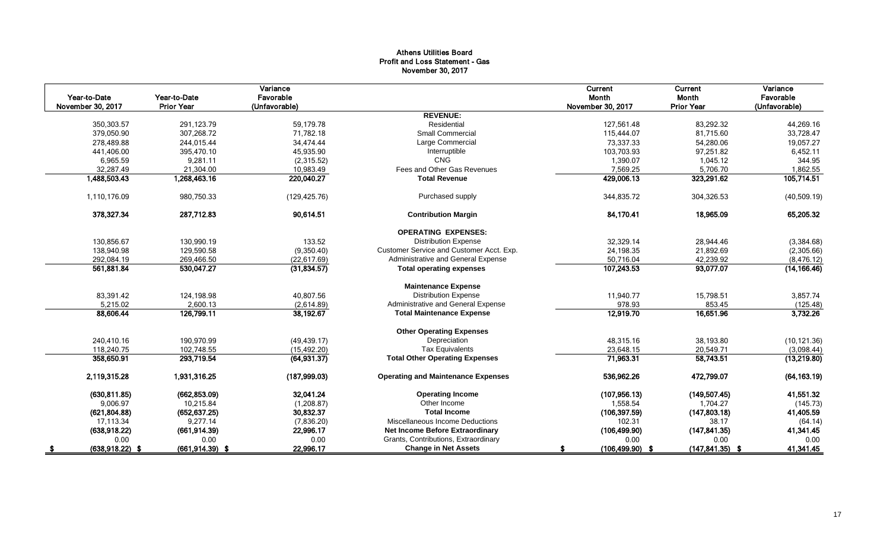# Athens Utilities Board
## Profit and Loss Statement - Gas
### November 30, 2017

| Year-to-Date November 30, 2017 | Year-to-Date Prior Year | Variance Favorable (Unfavorable) | | Current Month November 30, 2017 | Current Month Prior Year | Variance Favorable (Unfavorable) |
|---|---|---|---|---|---|---|
| | | | **REVENUE:** | | | |
| 350,303.57 | 291,123.79 | 59,179.78 | Residential | 127,561.48 | 83,292.32 | 44,269.16 |
| 379,050.90 | 307,268.72 | 71,782.18 | Small Commercial | 115,444.07 | 81,715.60 | 33,728.47 |
| 278,489.88 | 244,015.44 | 34,474.44 | Large Commercial | 73,337.33 | 54,280.06 | 19,057.27 |
| 441,406.00 | 395,470.10 | 45,935.90 | Interruptible | 103,703.93 | 97,251.82 | 6,452.11 |
| 6,965.59 | 9,281.11 | (2,315.52) | CNG | 1,390.07 | 1,045.12 | 344.95 |
| 32,287.49 | 21,304.00 | 10,983.49 | Fees and Other Gas Revenues | 7,569.25 | 5,706.70 | 1,862.55 |
| **1,488,503.43** | **1,268,463.16** | **220,040.27** | **Total Revenue** | **429,006.13** | **323,291.62** | **105,714.51** |
| 1,110,176.09 | 980,750.33 | (129,425.76) | Purchased supply | 344,835.72 | 304,326.53 | (40,509.19) |
| **378,327.34** | **287,712.83** | **90,614.51** | **Contribution Margin** | **84,170.41** | **18,965.09** | **65,205.32** |
| | | | **OPERATING EXPENSES:** | | | |
| 130,856.67 | 130,990.19 | 133.52 | Distribution Expense | 32,329.14 | 28,944.46 | (3,384.68) |
| 138,940.98 | 129,590.58 | (9,350.40) | Customer Service and Customer Acct. Exp. | 24,198.35 | 21,892.69 | (2,305.66) |
| 292,084.19 | 269,466.50 | (22,617.69) | Administrative and General Expense | 50,716.04 | 42,239.92 | (8,476.12) |
| **561,881.84** | **530,047.27** | **(31,834.57)** | **Total operating expenses** | **107,243.53** | **93,077.07** | **(14,166.46)** |
| | | | **Maintenance Expense** | | | |
| 83,391.42 | 124,198.98 | 40,807.56 | Distribution Expense | 11,940.77 | 15,798.51 | 3,857.74 |
| 5,215.02 | 2,600.13 | (2,614.89) | Administrative and General Expense | 978.93 | 853.45 | (125.48) |
| **88,606.44** | **126,799.11** | **38,192.67** | **Total Maintenance Expense** | **12,919.70** | **16,651.96** | **3,732.26** |
| | | | **Other Operating Expenses** | | | |
| 240,410.16 | 190,970.99 | (49,439.17) | Depreciation | 48,315.16 | 38,193.80 | (10,121.36) |
| 118,240.75 | 102,748.55 | (15,492.20) | Tax Equivalents | 23,648.15 | 20,549.71 | (3,098.44) |
| **358,650.91** | **293,719.54** | **(64,931.37)** | **Total Other Operating Expenses** | **71,963.31** | **58,743.51** | **(13,219.80)** |
| **2,119,315.28** | **1,931,316.25** | **(187,999.03)** | **Operating and Maintenance Expenses** | **536,962.26** | **472,799.07** | **(64,163.19)** |
| **(630,811.85)** | **(662,853.09)** | **32,041.24** | **Operating Income** | **(107,956.13)** | **(149,507.45)** | **41,551.32** |
| 9,006.97 | 10,215.84 | (1,208.87) | Other Income | 1,558.54 | 1,704.27 | (145.73) |
| **(621,804.88)** | **(652,637.25)** | **30,832.37** | **Total Income** | **(106,397.59)** | **(147,803.18)** | **41,405.59** |
| 17,113.34 | 9,277.14 | (7,836.20) | Miscellaneous Income Deductions | 102.31 | 38.17 | (64.14) |
| **(638,918.22)** | **(661,914.39)** | **22,996.17** | **Net Income Before Extraordinary** | **(106,499.90)** | **(147,841.35)** | **41,341.45** |
| 0.00 | 0.00 | 0.00 | Grants, Contributions, Extraordinary | 0.00 | 0.00 | 0.00 |
| **$ (638,918.22)** | **$ (661,914.39)** | **$ 22,996.17** | **Change in Net Assets** | **$ (106,499.90)** | **$ (147,841.35)** | **$ 41,341.45** |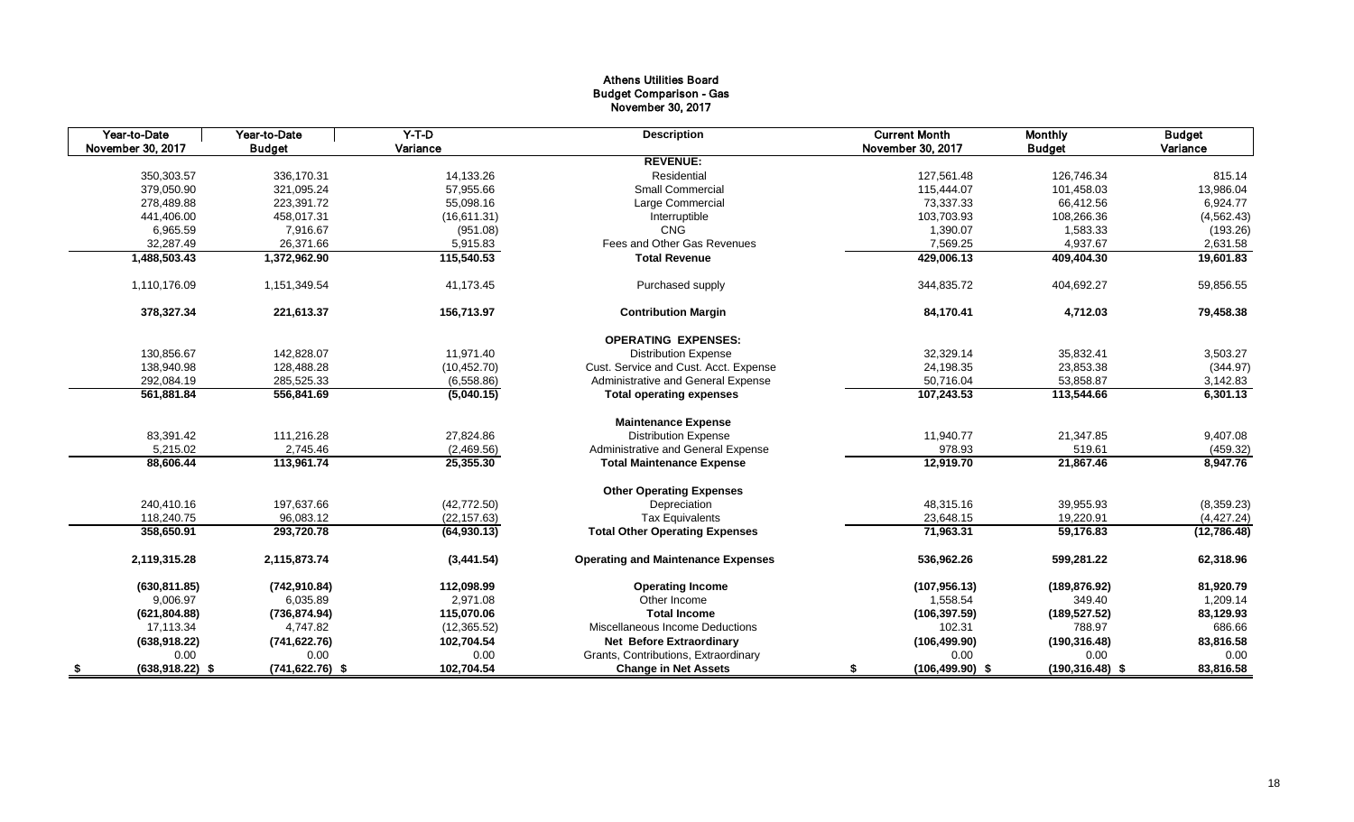**Athens Utilities Board**
**Budget Comparison - Gas**
**November 30, 2017**

| Year-to-Date November 30, 2017 | Year-to-Date Budget | Y-T-D Variance | Description | Current Month November 30, 2017 | Monthly Budget | Budget Variance |
|---|---|---|---|---|---|---|
| | | | **REVENUE:** | | | |
| 350,303.57 | 336,170.31 | 14,133.26 | Residential | 127,561.48 | 126,746.34 | 815.14 |
| 379,050.90 | 321,095.24 | 57,955.66 | Small Commercial | 115,444.07 | 101,458.03 | 13,986.04 |
| 278,489.88 | 223,391.72 | 55,098.16 | Large Commercial | 73,337.33 | 66,412.56 | 6,924.77 |
| 441,406.00 | 458,017.31 | (16,611.31) | Interruptible | 103,703.93 | 108,266.36 | (4,562.43) |
| 6,965.59 | 7,916.67 | (951.08) | CNG | 1,390.07 | 1,583.33 | (193.26) |
| 32,287.49 | 26,371.66 | 5,915.83 | Fees and Other Gas Revenues | 7,569.25 | 4,937.67 | 2,631.58 |
| **1,488,503.43** | **1,372,962.90** | **115,540.53** | **Total Revenue** | **429,006.13** | **409,404.30** | **19,601.83** |
| 1,110,176.09 | 1,151,349.54 | 41,173.45 | Purchased supply | 344,835.72 | 404,692.27 | 59,856.55 |
| **378,327.34** | **221,613.37** | **156,713.97** | **Contribution Margin** | **84,170.41** | **4,712.03** | **79,458.38** |
| | | | **OPERATING EXPENSES:** | | | |
| 130,856.67 | 142,828.07 | 11,971.40 | Distribution Expense | 32,329.14 | 35,832.41 | 3,503.27 |
| 138,940.98 | 128,488.28 | (10,452.70) | Cust. Service and Cust. Acct. Expense | 24,198.35 | 23,853.38 | (344.97) |
| 292,084.19 | 285,525.33 | (6,558.86) | Administrative and General Expense | 50,716.04 | 53,858.87 | 3,142.83 |
| **561,881.84** | **556,841.69** | **(5,040.15)** | **Total operating expenses** | **107,243.53** | **113,544.66** | **6,301.13** |
| | | | **Maintenance Expense** | | | |
| 83,391.42 | 111,216.28 | 27,824.86 | Distribution Expense | 11,940.77 | 21,347.85 | 9,407.08 |
| 5,215.02 | 2,745.46 | (2,469.56) | Administrative and General Expense | 978.93 | 519.61 | (459.32) |
| **88,606.44** | **113,961.74** | **25,355.30** | **Total Maintenance Expense** | **12,919.70** | **21,867.46** | **8,947.76** |
| | | | **Other Operating Expenses** | | | |
| 240,410.16 | 197,637.66 | (42,772.50) | Depreciation | 48,315.16 | 39,955.93 | (8,359.23) |
| 118,240.75 | 96,083.12 | (22,157.63) | Tax Equivalents | 23,648.15 | 19,220.91 | (4,427.24) |
| **358,650.91** | **293,720.78** | **(64,930.13)** | **Total Other Operating Expenses** | **71,963.31** | **59,176.83** | **(12,786.48)** |
| **2,119,315.28** | **2,115,873.74** | **(3,441.54)** | **Operating and Maintenance Expenses** | **536,962.26** | **599,281.22** | **62,318.96** |
| **(630,811.85)** | **(742,910.84)** | **112,098.99** | **Operating Income** | **(107,956.13)** | **(189,876.92)** | **81,920.79** |
| 9,006.97 | 6,035.89 | 2,971.08 | Other Income | 1,558.54 | 349.40 | 1,209.14 |
| **(621,804.88)** | **(736,874.94)** | **115,070.06** | **Total Income** | **(106,397.59)** | **(189,527.52)** | **83,129.93** |
| 17,113.34 | 4,747.82 | (12,365.52) | Miscellaneous Income Deductions | 102.31 | 788.97 | 686.66 |
| **(638,918.22)** | **(741,622.76)** | **102,704.54** | **Net Before Extraordinary** | **(106,499.90)** | **(190,316.48)** | **83,816.58** |
| 0.00 | 0.00 | 0.00 | Grants, Contributions, Extraordinary | 0.00 | 0.00 | 0.00 |
| **$ (638,918.22)** | **$ (741,622.76)** | **$ 102,704.54** | **Change in Net Assets** | **$ (106,499.90)** | **$ (190,316.48)** | **$ 83,816.58** |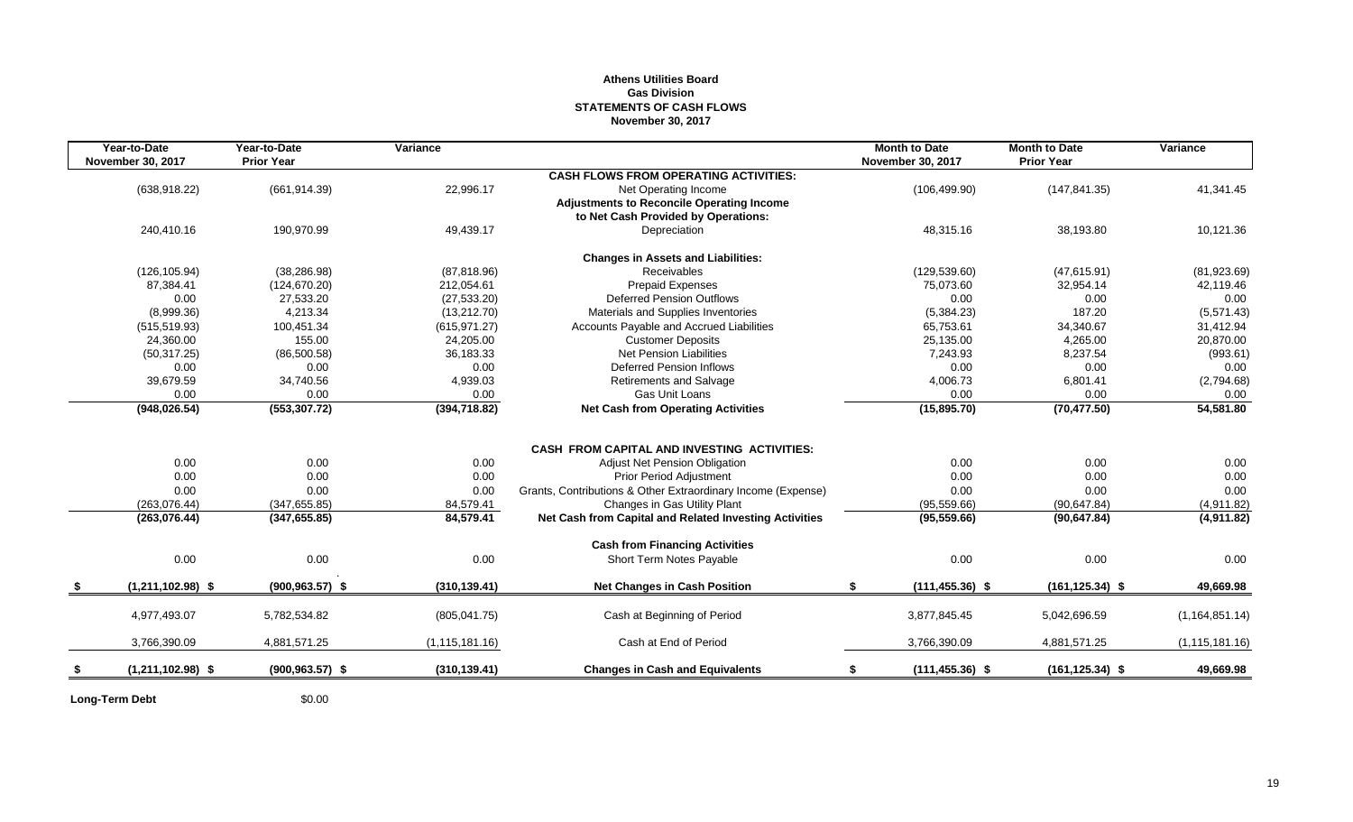# Athens Utilities Board
## Gas Division
## STATEMENTS OF CASH FLOWS
### November 30, 2017

| Year-to-Date November 30, 2017 | Year-to-Date Prior Year | Variance | | Month to Date November 30, 2017 | Month to Date Prior Year | Variance |
|---|---|---|---|---|---|---|
| | | | **CASH FLOWS FROM OPERATING ACTIVITIES:** | | | |
| (638,918.22) | (661,914.39) | 22,996.17 | Net Operating Income | (106,499.90) | (147,841.35) | 41,341.45 |
| | | | **Adjustments to Reconcile Operating Income to Net Cash Provided by Operations:** | | | |
| 240,410.16 | 190,970.99 | 49,439.17 | Depreciation | 48,315.16 | 38,193.80 | 10,121.36 |
| | | | **Changes in Assets and Liabilities:** | | | |
| (126,105.94) | (38,286.98) | (87,818.96) | Receivables | (129,539.60) | (47,615.91) | (81,923.69) |
| 87,384.41 | (124,670.20) | 212,054.61 | Prepaid Expenses | 75,073.60 | 32,954.14 | 42,119.46 |
| 0.00 | 27,533.20 | (27,533.20) | Deferred Pension Outflows | 0.00 | 0.00 | 0.00 |
| (8,999.36) | 4,213.34 | (13,212.70) | Materials and Supplies Inventories | (5,384.23) | 187.20 | (5,571.43) |
| (515,519.93) | 100,451.34 | (615,971.27) | Accounts Payable and Accrued Liabilities | 65,753.61 | 34,340.67 | 31,412.94 |
| 24,360.00 | 155.00 | 24,205.00 | Customer Deposits | 25,135.00 | 4,265.00 | 20,870.00 |
| (50,317.25) | (86,500.58) | 36,183.33 | Net Pension Liabilities | 7,243.93 | 8,237.54 | (993.61) |
| 0.00 | 0.00 | 0.00 | Deferred Pension Inflows | 0.00 | 0.00 | 0.00 |
| 39,679.59 | 34,740.56 | 4,939.03 | Retirements and Salvage | 4,006.73 | 6,801.41 | (2,794.68) |
| 0.00 | 0.00 | 0.00 | Gas Unit Loans | 0.00 | 0.00 | 0.00 |
| **(948,026.54)** | **(553,307.72)** | **(394,718.82)** | **Net Cash from Operating Activities** | **(15,895.70)** | **(70,477.50)** | **54,581.80** |
| | | | **CASH FROM CAPITAL AND INVESTING ACTIVITIES:** | | | |
| 0.00 | 0.00 | 0.00 | Adjust Net Pension Obligation | 0.00 | 0.00 | 0.00 |
| 0.00 | 0.00 | 0.00 | Prior Period Adjustment | 0.00 | 0.00 | 0.00 |
| 0.00 | 0.00 | 0.00 | Grants, Contributions & Other Extraordinary Income (Expense) | 0.00 | 0.00 | 0.00 |
| (263,076.44) | (347,655.85) | 84,579.41 | Changes in Gas Utility Plant | (95,559.66) | (90,647.84) | (4,911.82) |
| **(263,076.44)** | **(347,655.85)** | **84,579.41** | **Net Cash from Capital and Related Investing Activities** | **(95,559.66)** | **(90,647.84)** | **(4,911.82)** |
| | | | **Cash from Financing Activities** | | | |
| 0.00 | 0.00 | 0.00 | Short Term Notes Payable | 0.00 | 0.00 | 0.00 |
| **$ (1,211,102.98) $** | **(900,963.57) $** | **(310,139.41)** | **Net Changes in Cash Position** | **$ (111,455.36) $** | **(161,125.34) $** | **49,669.98** |
| 4,977,493.07 | 5,782,534.82 | (805,041.75) | Cash at Beginning of Period | 3,877,845.45 | 5,042,696.59 | (1,164,851.14) |
| 3,766,390.09 | 4,881,571.25 | (1,115,181.16) | Cash at End of Period | 3,766,390.09 | 4,881,571.25 | (1,115,181.16) |
| **$ (1,211,102.98) $** | **(900,963.57) $** | **(310,139.41)** | **Changes in Cash and Equivalents** | **$ (111,455.36) $** | **(161,125.34) $** | **49,669.98** |

**Long-Term Debt** $0.00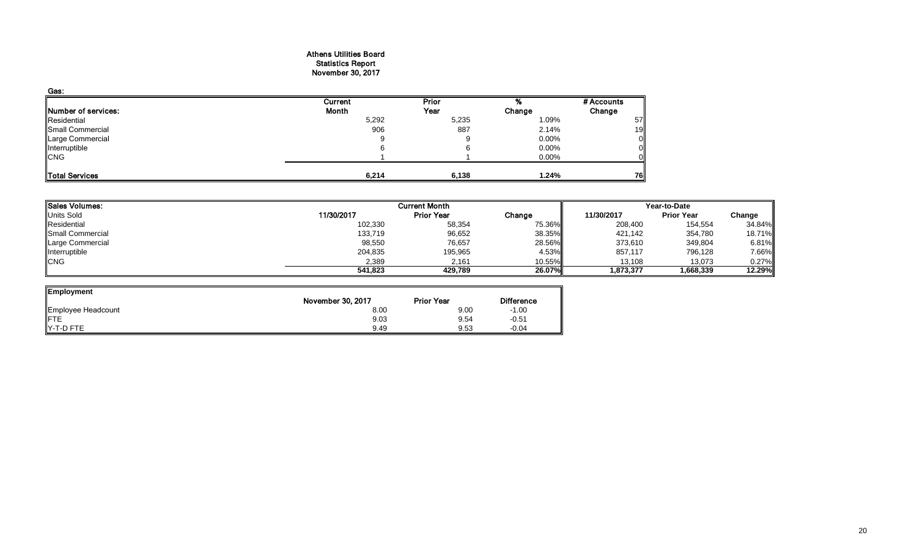# Athens Utilities Board
## Statistics Report
### November 30, 2017

**Gas:**

| Number of services: | Current Month | Prior Year | % Change | # Accounts Change |
|---|---|---|---|---|
| Residential | 5,292 | 5,235 | 1.09% | 57 |
| Small Commercial | 906 | 887 | 2.14% | 19 |
| Large Commercial | 9 | 9 | 0.00% | 0 |
| Interruptible | 6 | 6 | 0.00% | 0 |
| CNG | 1 | 1 | 0.00% | 0 |
| **Total Services** | **6,214** | **6,138** | **1.24%** | **76** |

| Sales Volumes: | Current Month | | | Year-to-Date | | |
|---|---|---|---|---|---|---|
| Units Sold | 11/30/2017 | Prior Year | Change | 11/30/2017 | Prior Year | Change |
| Residential | 102,330 | 58,354 | 75.36% | 208,400 | 154,554 | 34.84% |
| Small Commercial | 133,719 | 96,652 | 38.35% | 421,142 | 354,780 | 18.71% |
| Large Commercial | 98,550 | 76,657 | 28.56% | 373,610 | 349,804 | 6.81% |
| Interruptible | 204,835 | 195,965 | 4.53% | 857,117 | 796,128 | 7.66% |
| CNG | 2,389 | 2,161 | 10.55% | 13,108 | 13,073 | 0.27% |
| | **541,823** | **429,789** | **26.07%** | **1,873,377** | **1,668,339** | **12.29%** |

| Employment | November 30, 2017 | Prior Year | Difference |
|---|---|---|---|
| Employee Headcount | 8.00 | 9.00 | -1.00 |
| FTE | 9.03 | 9.54 | -0.51 |
| Y-T-D FTE | 9.49 | 9.53 | -0.04 |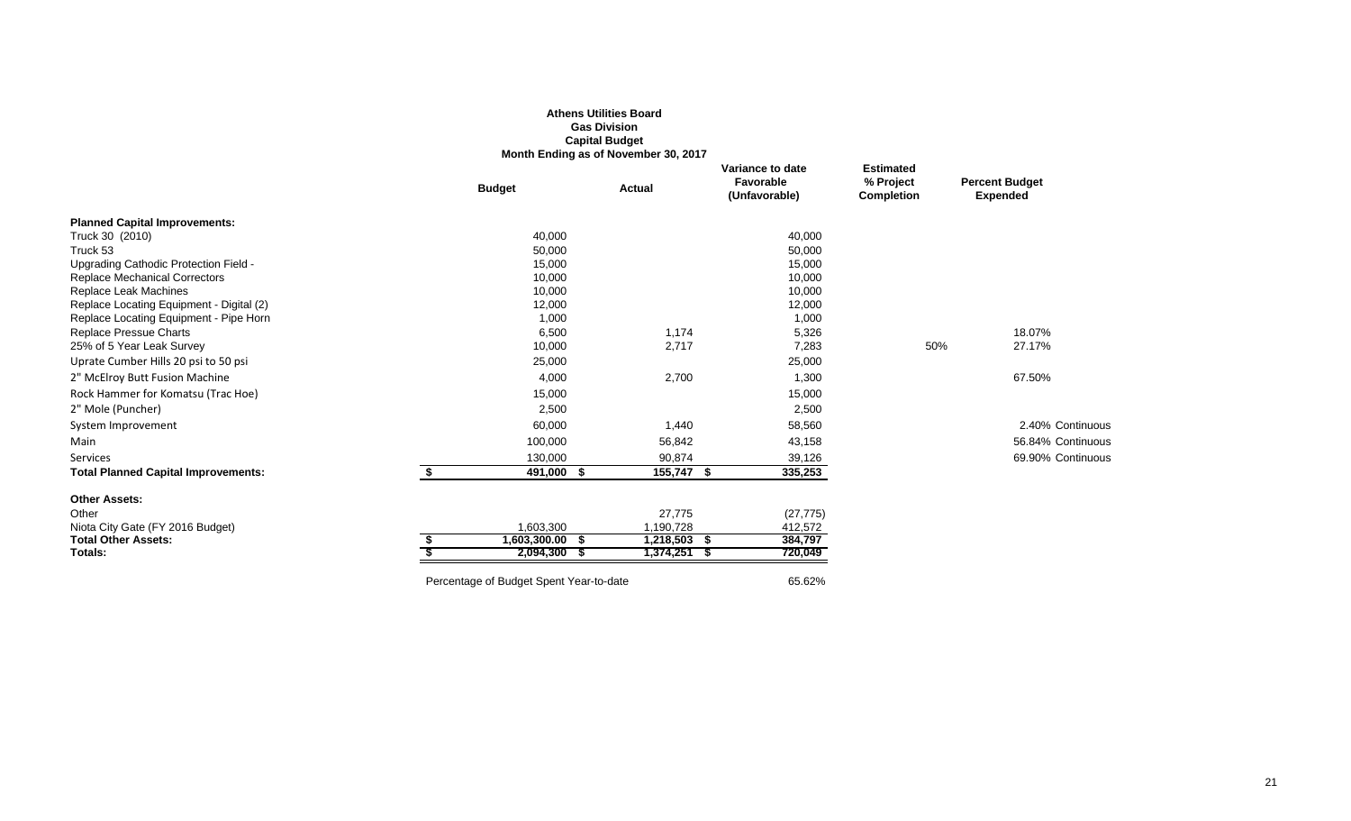**Athens Utilities Board**
**Gas Division**
**Capital Budget**
**Month Ending as of November 30, 2017**

| | Budget | Actual | Variance to date Favorable (Unfavorable) | Estimated % Project Completion | Percent Budget Expended | |
|---|---|---|---|---|---|---|
| **Planned Capital Improvements:** | | | | | | |
| Truck 30 (2010) | 40,000 | | 40,000 | | | |
| Truck 53 | 50,000 | | 50,000 | | | |
| Upgrading Cathodic Protection Field - | 15,000 | | 15,000 | | | |
| Replace Mechanical Correctors | 10,000 | | 10,000 | | | |
| Replace Leak Machines | 10,000 | | 10,000 | | | |
| Replace Locating Equipment - Digital (2) | 12,000 | | 12,000 | | | |
| Replace Locating Equipment - Pipe Horn | 1,000 | | 1,000 | | | |
| Replace Pressue Charts | 6,500 | 1,174 | 5,326 | | 18.07% | |
| 25% of 5 Year Leak Survey | 10,000 | 2,717 | 7,283 | 50% | 27.17% | |
| Uprate Cumber Hills 20 psi to 50 psi | 25,000 | | 25,000 | | | |
| 2" McElroy Butt Fusion Machine | 4,000 | 2,700 | 1,300 | | 67.50% | |
| Rock Hammer for Komatsu (Trac Hoe) | 15,000 | | 15,000 | | | |
| 2" Mole (Puncher) | 2,500 | | 2,500 | | | |
| System Improvement | 60,000 | 1,440 | 58,560 | | 2.40% | Continuous |
| Main | 100,000 | 56,842 | 43,158 | | 56.84% | Continuous |
| Services | 130,000 | 90,874 | 39,126 | | 69.90% | Continuous |
| **Total Planned Capital Improvements:** | **$ 491,000** | **$ 155,747** | **$ 335,253** | | | |
| **Other Assets:** | | | | | | |
| Other | | 27,775 | (27,775) | | | |
| Niota City Gate (FY 2016 Budget) | 1,603,300 | 1,190,728 | 412,572 | | | |
| **Total Other Assets:** | **$ 1,603,300.00** | **$ 1,218,503** | **$ 384,797** | | | |
| **Totals:** | **$ 2,094,300** | **$ 1,374,251** | **$ 720,049** | | | |
| Percentage of Budget Spent Year-to-date | | | 65.62% | | | |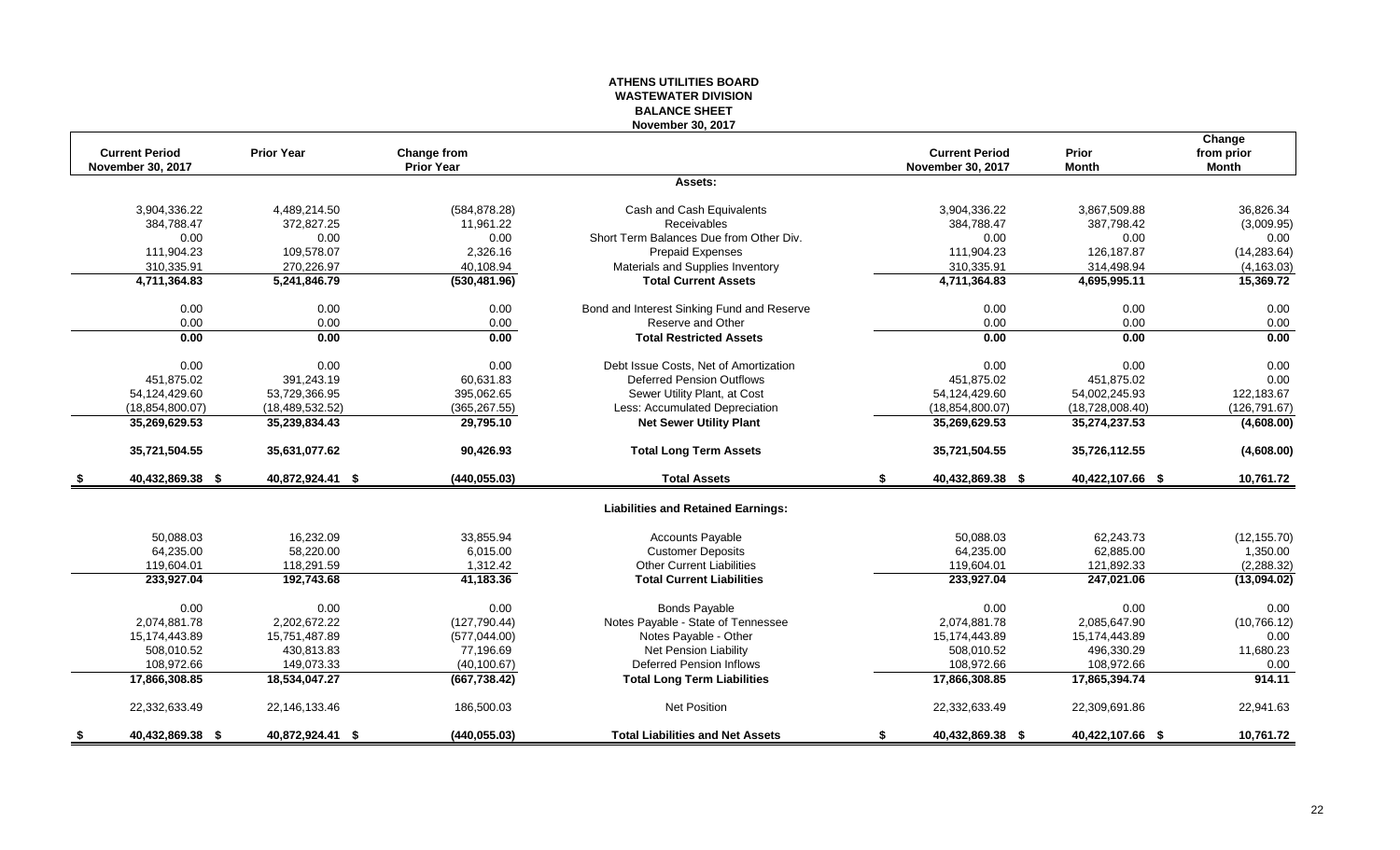# ATHENS UTILITIES BOARD
## WASTEWATER DIVISION
### BALANCE SHEET
**November 30, 2017**

| Current Period November 30, 2017 | Prior Year | Change from Prior Year | | Current Period November 30, 2017 | Prior Month | Change from prior Month |
|---|---|---|---|---|---|---|
| | | | **Assets:** | | | |
| 3,904,336.22 | 4,489,214.50 | (584,878.28) | Cash and Cash Equivalents | 3,904,336.22 | 3,867,509.88 | 36,826.34 |
| 384,788.47 | 372,827.25 | 11,961.22 | Receivables | 384,788.47 | 387,798.42 | (3,009.95) |
| 0.00 | 0.00 | 0.00 | Short Term Balances Due from Other Div. | 0.00 | 0.00 | 0.00 |
| 111,904.23 | 109,578.07 | 2,326.16 | Prepaid Expenses | 111,904.23 | 126,187.87 | (14,283.64) |
| 310,335.91 | 270,226.97 | 40,108.94 | Materials and Supplies Inventory | 310,335.91 | 314,498.94 | (4,163.03) |
| **4,711,364.83** | **5,241,846.79** | **(530,481.96)** | **Total Current Assets** | **4,711,364.83** | **4,695,995.11** | **15,369.72** |
| 0.00 | 0.00 | 0.00 | Bond and Interest Sinking Fund and Reserve | 0.00 | 0.00 | 0.00 |
| 0.00 | 0.00 | 0.00 | Reserve and Other | 0.00 | 0.00 | 0.00 |
| **0.00** | **0.00** | **0.00** | **Total Restricted Assets** | **0.00** | **0.00** | **0.00** |
| 0.00 | 0.00 | 0.00 | Debt Issue Costs, Net of Amortization | 0.00 | 0.00 | 0.00 |
| 451,875.02 | 391,243.19 | 60,631.83 | Deferred Pension Outflows | 451,875.02 | 451,875.02 | 0.00 |
| 54,124,429.60 | 53,729,366.95 | 395,062.65 | Sewer Utility Plant, at Cost | 54,124,429.60 | 54,002,245.93 | 122,183.67 |
| (18,854,800.07) | (18,489,532.52) | (365,267.55) | Less: Accumulated Depreciation | (18,854,800.07) | (18,728,008.40) | (126,791.67) |
| **35,269,629.53** | **35,239,834.43** | **29,795.10** | **Net Sewer Utility Plant** | **35,269,629.53** | **35,274,237.53** | **(4,608.00)** |
| **35,721,504.55** | **35,631,077.62** | **90,426.93** | **Total Long Term Assets** | **35,721,504.55** | **35,726,112.55** | **(4,608.00)** |
| **$ 40,432,869.38** | **$ 40,872,924.41** | **$ (440,055.03)** | **Total Assets** | **$ 40,432,869.38** | **$ 40,422,107.66** | **$ 10,761.72** |
| | | | **Liabilities and Retained Earnings:** | | | |
| 50,088.03 | 16,232.09 | 33,855.94 | Accounts Payable | 50,088.03 | 62,243.73 | (12,155.70) |
| 64,235.00 | 58,220.00 | 6,015.00 | Customer Deposits | 64,235.00 | 62,885.00 | 1,350.00 |
| 119,604.01 | 118,291.59 | 1,312.42 | Other Current Liabilities | 119,604.01 | 121,892.33 | (2,288.32) |
| **233,927.04** | **192,743.68** | **41,183.36** | **Total Current Liabilities** | **233,927.04** | **247,021.06** | **(13,094.02)** |
| 0.00 | 0.00 | 0.00 | Bonds Payable | 0.00 | 0.00 | 0.00 |
| 2,074,881.78 | 2,202,672.22 | (127,790.44) | Notes Payable - State of Tennessee | 2,074,881.78 | 2,085,647.90 | (10,766.12) |
| 15,174,443.89 | 15,751,487.89 | (577,044.00) | Notes Payable - Other | 15,174,443.89 | 15,174,443.89 | 0.00 |
| 508,010.52 | 430,813.83 | 77,196.69 | Net Pension Liability | 508,010.52 | 496,330.29 | 11,680.23 |
| 108,972.66 | 149,073.33 | (40,100.67) | Deferred Pension Inflows | 108,972.66 | 108,972.66 | 0.00 |
| **17,866,308.85** | **18,534,047.27** | **(667,738.42)** | **Total Long Term Liabilities** | **17,866,308.85** | **17,865,394.74** | **914.11** |
| 22,332,633.49 | 22,146,133.46 | 186,500.03 | Net Position | 22,332,633.49 | 22,309,691.86 | 22,941.63 |
| **$ 40,432,869.38** | **$ 40,872,924.41** | **$ (440,055.03)** | **Total Liabilities and Net Assets** | **$ 40,432,869.38** | **$ 40,422,107.66** | **$ 10,761.72** |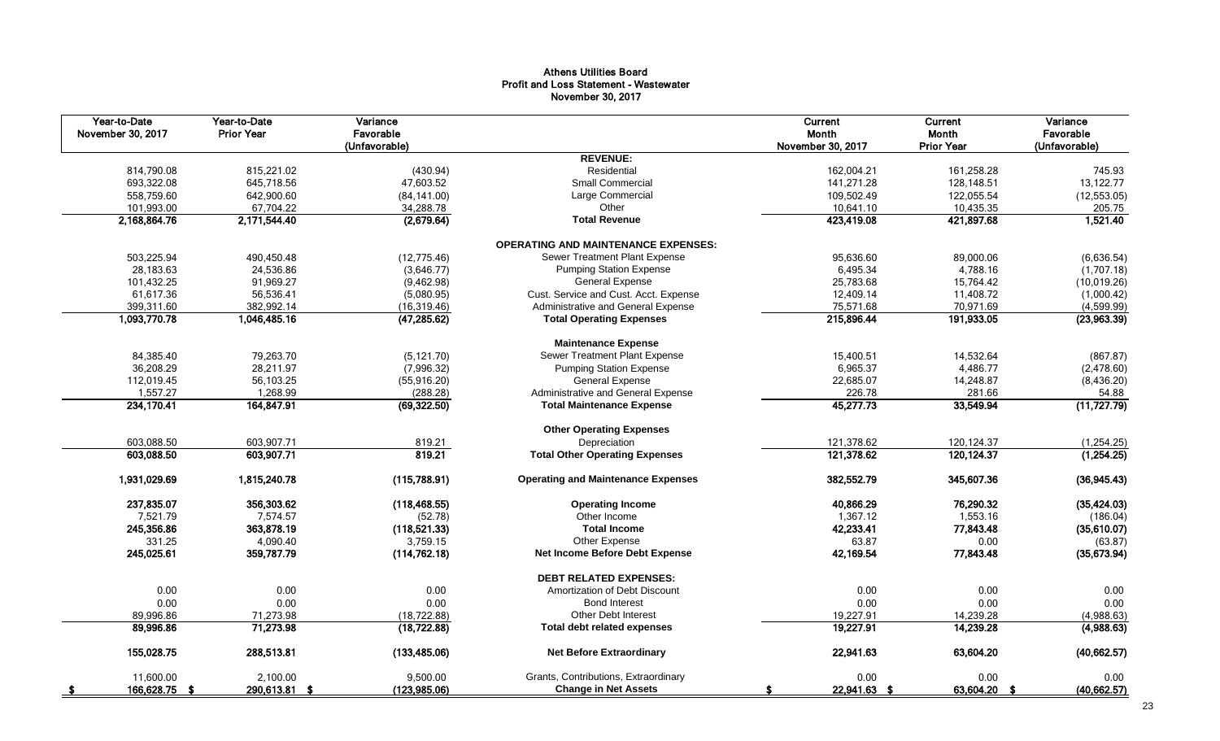# Athens Utilities Board
## Profit and Loss Statement - Wastewater
### November 30, 2017

| Year-to-Date November 30, 2017 | Year-to-Date Prior Year | Variance Favorable (Unfavorable) | | Current Month November 30, 2017 | Current Month Prior Year | Variance Favorable (Unfavorable) |
|---|---|---|---|---|---|---|
| | | | **REVENUE:** | | | |
| 814,790.08 | 815,221.02 | (430.94) | Residential | 162,004.21 | 161,258.28 | 745.93 |
| 693,322.08 | 645,718.56 | 47,603.52 | Small Commercial | 141,271.28 | 128,148.51 | 13,122.77 |
| 558,759.60 | 642,900.60 | (84,141.00) | Large Commercial | 109,502.49 | 122,055.54 | (12,553.05) |
| 101,993.00 | 67,704.22 | 34,288.78 | Other | 10,641.10 | 10,435.35 | 205.75 |
| **2,168,864.76** | **2,171,544.40** | **(2,679.64)** | **Total Revenue** | **423,419.08** | **421,897.68** | **1,521.40** |
| | | | **OPERATING AND MAINTENANCE EXPENSES:** | | | |
| 503,225.94 | 490,450.48 | (12,775.46) | Sewer Treatment Plant Expense | 95,636.60 | 89,000.06 | (6,636.54) |
| 28,183.63 | 24,536.86 | (3,646.77) | Pumping Station Expense | 6,495.34 | 4,788.16 | (1,707.18) |
| 101,432.25 | 91,969.27 | (9,462.98) | General Expense | 25,783.68 | 15,764.42 | (10,019.26) |
| 61,617.36 | 56,536.41 | (5,080.95) | Cust. Service and Cust. Acct. Expense | 12,409.14 | 11,408.72 | (1,000.42) |
| 399,311.60 | 382,992.14 | (16,319.46) | Administrative and General Expense | 75,571.68 | 70,971.69 | (4,599.99) |
| **1,093,770.78** | **1,046,485.16** | **(47,285.62)** | **Total Operating Expenses** | **215,896.44** | **191,933.05** | **(23,963.39)** |
| | | | **Maintenance Expense** | | | |
| 84,385.40 | 79,263.70 | (5,121.70) | Sewer Treatment Plant Expense | 15,400.51 | 14,532.64 | (867.87) |
| 36,208.29 | 28,211.97 | (7,996.32) | Pumping Station Expense | 6,965.37 | 4,486.77 | (2,478.60) |
| 112,019.45 | 56,103.25 | (55,916.20) | General Expense | 22,685.07 | 14,248.87 | (8,436.20) |
| 1,557.27 | 1,268.99 | (288.28) | Administrative and General Expense | 226.78 | 281.66 | 54.88 |
| **234,170.41** | **164,847.91** | **(69,322.50)** | **Total Maintenance Expense** | **45,277.73** | **33,549.94** | **(11,727.79)** |
| | | | **Other Operating Expenses** | | | |
| 603,088.50 | 603,907.71 | 819.21 | Depreciation | 121,378.62 | 120,124.37 | (1,254.25) |
| **603,088.50** | **603,907.71** | **819.21** | **Total Other Operating Expenses** | **121,378.62** | **120,124.37** | **(1,254.25)** |
| **1,931,029.69** | **1,815,240.78** | **(115,788.91)** | **Operating and Maintenance Expenses** | **382,552.79** | **345,607.36** | **(36,945.43)** |
| **237,835.07** | **356,303.62** | **(118,468.55)** | **Operating Income** | **40,866.29** | **76,290.32** | **(35,424.03)** |
| 7,521.79 | 7,574.57 | (52.78) | Other Income | 1,367.12 | 1,553.16 | (186.04) |
| **245,356.86** | **363,878.19** | **(118,521.33)** | **Total Income** | **42,233.41** | **77,843.48** | **(35,610.07)** |
| 331.25 | 4,090.40 | 3,759.15 | Other Expense | 63.87 | 0.00 | (63.87) |
| **245,025.61** | **359,787.79** | **(114,762.18)** | **Net Income Before Debt Expense** | **42,169.54** | **77,843.48** | **(35,673.94)** |
| | | | **DEBT RELATED EXPENSES:** | | | |
| 0.00 | 0.00 | 0.00 | Amortization of Debt Discount | 0.00 | 0.00 | 0.00 |
| 0.00 | 0.00 | 0.00 | Bond Interest | 0.00 | 0.00 | 0.00 |
| 89,996.86 | 71,273.98 | (18,722.88) | Other Debt Interest | 19,227.91 | 14,239.28 | (4,988.63) |
| **89,996.86** | **71,273.98** | **(18,722.88)** | **Total debt related expenses** | **19,227.91** | **14,239.28** | **(4,988.63)** |
| **155,028.75** | **288,513.81** | **(133,485.06)** | **Net Before Extraordinary** | **22,941.63** | **63,604.20** | **(40,662.57)** |
| 11,600.00 | 2,100.00 | 9,500.00 | Grants, Contributions, Extraordinary | 0.00 | 0.00 | 0.00 |
| **$ 166,628.75** | **$ 290,613.81** | **$ (123,985.06)** | **Change in Net Assets** | **$ 22,941.63** | **$ 63,604.20** | **$ (40,662.57)** |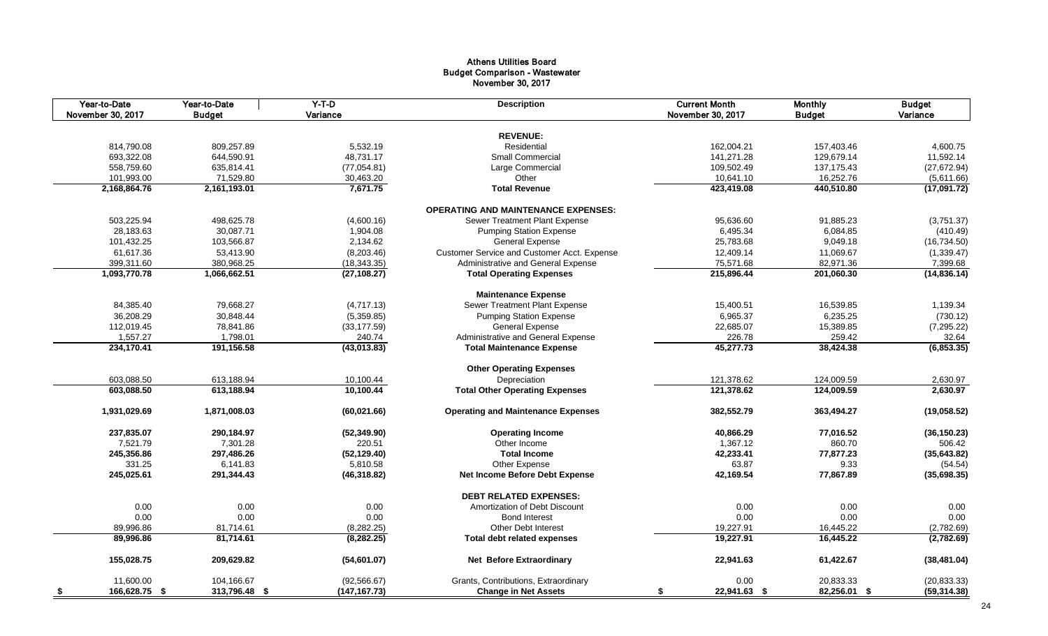# Athens Utilities Board
## Budget Comparison - Wastewater
## November 30, 2017

| Year-to-Date November 30, 2017 | Year-to-Date Budget | Y-T-D Variance | Description | Current Month November 30, 2017 | Monthly Budget | Budget Variance |
|---|---|---|---|---|---|---|
| | | | **REVENUE:** | | | |
| 814,790.08 | 809,257.89 | 5,532.19 | Residential | 162,004.21 | 157,403.46 | 4,600.75 |
| 693,322.08 | 644,590.91 | 48,731.17 | Small Commercial | 141,271.28 | 129,679.14 | 11,592.14 |
| 558,759.60 | 635,814.41 | (77,054.81) | Large Commercial | 109,502.49 | 137,175.43 | (27,672.94) |
| 101,993.00 | 71,529.80 | 30,463.20 | Other | 10,641.10 | 16,252.76 | (5,611.66) |
| **2,168,864.76** | **2,161,193.01** | **7,671.75** | **Total Revenue** | **423,419.08** | **440,510.80** | **(17,091.72)** |
| | | | **OPERATING AND MAINTENANCE EXPENSES:** | | | |
| 503,225.94 | 498,625.78 | (4,600.16) | Sewer Treatment Plant Expense | 95,636.60 | 91,885.23 | (3,751.37) |
| 28,183.63 | 30,087.71 | 1,904.08 | Pumping Station Expense | 6,495.34 | 6,084.85 | (410.49) |
| 101,432.25 | 103,566.87 | 2,134.62 | General Expense | 25,783.68 | 9,049.18 | (16,734.50) |
| 61,617.36 | 53,413.90 | (8,203.46) | Customer Service and Customer Acct. Expense | 12,409.14 | 11,069.67 | (1,339.47) |
| 399,311.60 | 380,968.25 | (18,343.35) | Administrative and General Expense | 75,571.68 | 82,971.36 | 7,399.68 |
| **1,093,770.78** | **1,066,662.51** | **(27,108.27)** | **Total Operating Expenses** | **215,896.44** | **201,060.30** | **(14,836.14)** |
| | | | **Maintenance Expense** | | | |
| 84,385.40 | 79,668.27 | (4,717.13) | Sewer Treatment Plant Expense | 15,400.51 | 16,539.85 | 1,139.34 |
| 36,208.29 | 30,848.44 | (5,359.85) | Pumping Station Expense | 6,965.37 | 6,235.25 | (730.12) |
| 112,019.45 | 78,841.86 | (33,177.59) | General Expense | 22,685.07 | 15,389.85 | (7,295.22) |
| 1,557.27 | 1,798.01 | 240.74 | Administrative and General Expense | 226.78 | 259.42 | 32.64 |
| **234,170.41** | **191,156.58** | **(43,013.83)** | **Total Maintenance Expense** | **45,277.73** | **38,424.38** | **(6,853.35)** |
| | | | **Other Operating Expenses** | | | |
| 603,088.50 | 613,188.94 | 10,100.44 | Depreciation | 121,378.62 | 124,009.59 | 2,630.97 |
| **603,088.50** | **613,188.94** | **10,100.44** | **Total Other Operating Expenses** | **121,378.62** | **124,009.59** | **2,630.97** |
| **1,931,029.69** | **1,871,008.03** | **(60,021.66)** | **Operating and Maintenance Expenses** | **382,552.79** | **363,494.27** | **(19,058.52)** |
| **237,835.07** | **290,184.97** | **(52,349.90)** | **Operating Income** | **40,866.29** | **77,016.52** | **(36,150.23)** |
| 7,521.79 | 7,301.28 | 220.51 | Other Income | 1,367.12 | 860.70 | 506.42 |
| **245,356.86** | **297,486.26** | **(52,129.40)** | **Total Income** | **42,233.41** | **77,877.23** | **(35,643.82)** |
| 331.25 | 6,141.83 | 5,810.58 | Other Expense | 63.87 | 9.33 | (54.54) |
| **245,025.61** | **291,344.43** | **(46,318.82)** | **Net Income Before Debt Expense** | **42,169.54** | **77,867.89** | **(35,698.35)** |
| | | | **DEBT RELATED EXPENSES:** | | | |
| 0.00 | 0.00 | 0.00 | Amortization of Debt Discount | 0.00 | 0.00 | 0.00 |
| 0.00 | 0.00 | 0.00 | Bond Interest | 0.00 | 0.00 | 0.00 |
| 89,996.86 | 81,714.61 | (8,282.25) | Other Debt Interest | 19,227.91 | 16,445.22 | (2,782.69) |
| **89,996.86** | **81,714.61** | **(8,282.25)** | **Total debt related expenses** | **19,227.91** | **16,445.22** | **(2,782.69)** |
| **155,028.75** | **209,629.82** | **(54,601.07)** | **Net Before Extraordinary** | **22,941.63** | **61,422.67** | **(38,481.04)** |
| 11,600.00 | 104,166.67 | (92,566.67) | Grants, Contributions, Extraordinary | 0.00 | 20,833.33 | (20,833.33) |
| **$ 166,628.75** | **$ 313,796.48** | **$ (147,167.73)** | **Change in Net Assets** | **$ 22,941.63** | **$ 82,256.01** | **$ (59,314.38)** |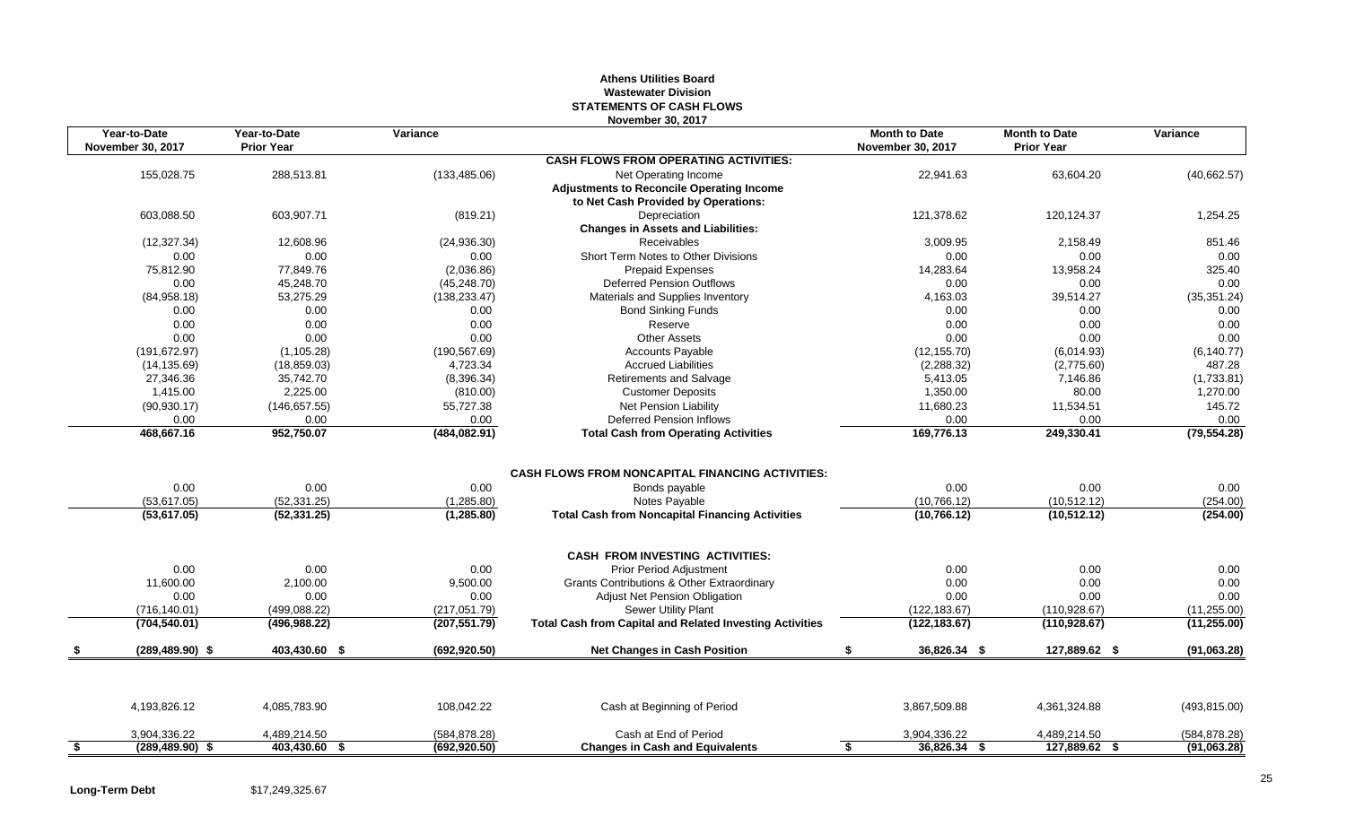# Athens Utilities Board
## Wastewater Division
## STATEMENTS OF CASH FLOWS
### November 30, 2017

| Year-to-Date November 30, 2017 | Year-to-Date Prior Year | Variance | | Month to Date November 30, 2017 | Month to Date Prior Year | Variance |
|---|---|---|---|---|---|---|
| | | | **CASH FLOWS FROM OPERATING ACTIVITIES:** | | | |
| 155,028.75 | 288,513.81 | (133,485.06) | Net Operating Income | 22,941.63 | 63,604.20 | (40,662.57) |
| | | | **Adjustments to Reconcile Operating Income to Net Cash Provided by Operations:** | | | |
| 603,088.50 | 603,907.71 | (819.21) | Depreciation | 121,378.62 | 120,124.37 | 1,254.25 |
| | | | **Changes in Assets and Liabilities:** | | | |
| (12,327.34) | 12,608.96 | (24,936.30) | Receivables | 3,009.95 | 2,158.49 | 851.46 |
| 0.00 | 0.00 | 0.00 | Short Term Notes to Other Divisions | 0.00 | 0.00 | 0.00 |
| 75,812.90 | 77,849.76 | (2,036.86) | Prepaid Expenses | 14,283.64 | 13,958.24 | 325.40 |
| 0.00 | 45,248.70 | (45,248.70) | Deferred Pension Outflows | 0.00 | 0.00 | 0.00 |
| (84,958.18) | 53,275.29 | (138,233.47) | Materials and Supplies Inventory | 4,163.03 | 39,514.27 | (35,351.24) |
| 0.00 | 0.00 | 0.00 | Bond Sinking Funds | 0.00 | 0.00 | 0.00 |
| 0.00 | 0.00 | 0.00 | Reserve | 0.00 | 0.00 | 0.00 |
| 0.00 | 0.00 | 0.00 | Other Assets | 0.00 | 0.00 | 0.00 |
| (191,672.97) | (1,105.28) | (190,567.69) | Accounts Payable | (12,155.70) | (6,014.93) | (6,140.77) |
| (14,135.69) | (18,859.03) | 4,723.34 | Accrued Liabilities | (2,288.32) | (2,775.60) | 487.28 |
| 27,346.36 | 35,742.70 | (8,396.34) | Retirements and Salvage | 5,413.05 | 7,146.86 | (1,733.81) |
| 1,415.00 | 2,225.00 | (810.00) | Customer Deposits | 1,350.00 | 80.00 | 1,270.00 |
| (90,930.17) | (146,657.55) | 55,727.38 | Net Pension Liability | 11,680.23 | 11,534.51 | 145.72 |
| 0.00 | 0.00 | 0.00 | Deferred Pension Inflows | 0.00 | 0.00 | 0.00 |
| **468,667.16** | **952,750.07** | **(484,082.91)** | **Total Cash from Operating Activities** | **169,776.13** | **249,330.41** | **(79,554.28)** |
| | | | **CASH FLOWS FROM NONCAPITAL FINANCING ACTIVITIES:** | | | |
| 0.00 | 0.00 | 0.00 | Bonds payable | 0.00 | 0.00 | 0.00 |
| (53,617.05) | (52,331.25) | (1,285.80) | Notes Payable | (10,766.12) | (10,512.12) | (254.00) |
| **(53,617.05)** | **(52,331.25)** | **(1,285.80)** | **Total Cash from Noncapital Financing Activities** | **(10,766.12)** | **(10,512.12)** | **(254.00)** |
| | | | **CASH FROM INVESTING ACTIVITIES:** | | | |
| 0.00 | 0.00 | 0.00 | Prior Period Adjustment | 0.00 | 0.00 | 0.00 |
| 11,600.00 | 2,100.00 | 9,500.00 | Grants Contributions & Other Extraordinary | 0.00 | 0.00 | 0.00 |
| 0.00 | 0.00 | 0.00 | Adjust Net Pension Obligation | 0.00 | 0.00 | 0.00 |
| (716,140.01) | (499,088.22) | (217,051.79) | Sewer Utility Plant | (122,183.67) | (110,928.67) | (11,255.00) |
| **(704,540.01)** | **(496,988.22)** | **(207,551.79)** | **Total Cash from Capital and Related Investing Activities** | **(122,183.67)** | **(110,928.67)** | **(11,255.00)** |
| **$ (289,489.90)** | **$ 403,430.60** | **$ (692,920.50)** | **Net Changes in Cash Position** | **$ 36,826.34** | **$ 127,889.62** | **$ (91,063.28)** |
| 4,193,826.12 | 4,085,783.90 | 108,042.22 | Cash at Beginning of Period | 3,867,509.88 | 4,361,324.88 | (493,815.00) |
| 3,904,336.22 | 4,489,214.50 | (584,878.28) | Cash at End of Period | 3,904,336.22 | 4,489,214.50 | (584,878.28) |
| **$ (289,489.90)** | **$ 403,430.60** | **$ (692,920.50)** | **Changes in Cash and Equivalents** | **$ 36,826.34** | **$ 127,889.62** | **$ (91,063.28)** |

**Long-Term Debt** $17,249,325.67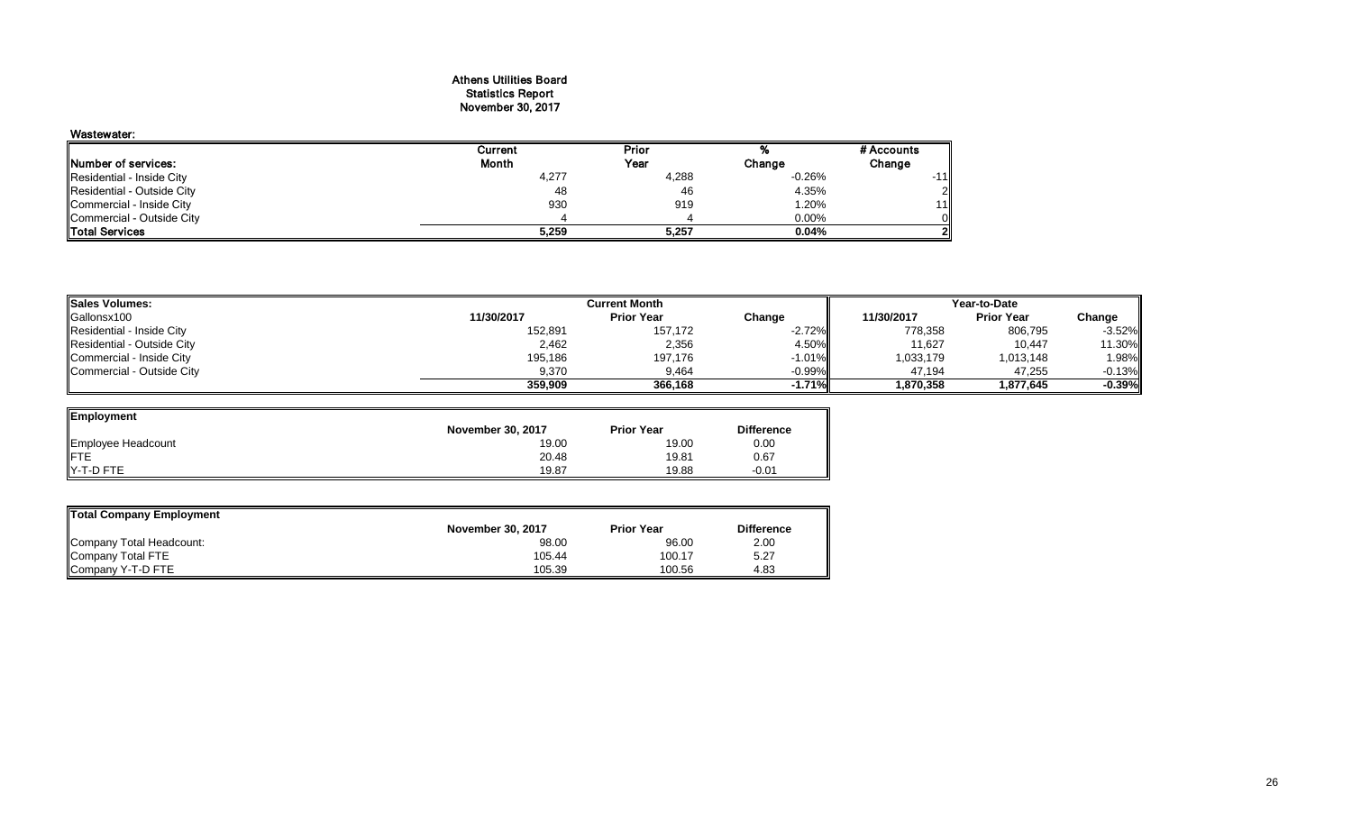# Athens Utilities Board
## Statistics Report
## November 30, 2017

**Wastewater:**

| Number of services: | Current Month | Prior Year | % Change | # Accounts Change |
|---|---|---|---|---|
| Residential - Inside City | 4,277 | 4,288 | -0.26% | -11 |
| Residential - Outside City | 48 | 46 | 4.35% | 2 |
| Commercial - Inside City | 930 | 919 | 1.20% | 11 |
| Commercial - Outside City | 4 | 4 | 0.00% | 0 |
| **Total Services** | **5,259** | **5,257** | **0.04%** | **2** |

| Sales Volumes: | Current Month | | | Year-to-Date | | |
|---|---|---|---|---|---|---|
| Gallonsx100 | 11/30/2017 | Prior Year | Change | 11/30/2017 | Prior Year | Change |
| Residential - Inside City | 152,891 | 157,172 | -2.72% | 778,358 | 806,795 | -3.52% |
| Residential - Outside City | 2,462 | 2,356 | 4.50% | 11,627 | 10,447 | 11.30% |
| Commercial - Inside City | 195,186 | 197,176 | -1.01% | 1,033,179 | 1,013,148 | 1.98% |
| Commercial - Outside City | 9,370 | 9,464 | -0.99% | 47,194 | 47,255 | -0.13% |
| | **359,909** | **366,168** | **-1.71%** | **1,870,358** | **1,877,645** | **-0.39%** |

| Employment | November 30, 2017 | Prior Year | Difference |
|---|---|---|---|
| Employee Headcount | 19.00 | 19.00 | 0.00 |
| FTE | 20.48 | 19.81 | 0.67 |
| Y-T-D FTE | 19.87 | 19.88 | -0.01 |

| Total Company Employment | November 30, 2017 | Prior Year | Difference |
|---|---|---|---|
| Company Total Headcount: | 98.00 | 96.00 | 2.00 |
| Company Total FTE | 105.44 | 100.17 | 5.27 |
| Company Y-T-D FTE | 105.39 | 100.56 | 4.83 |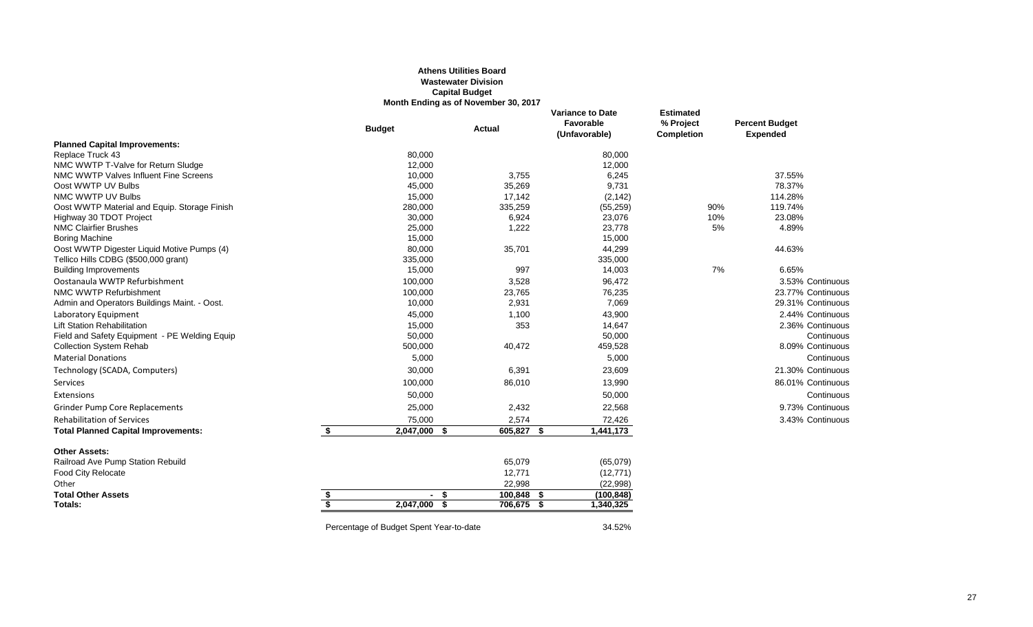**Athens Utilities Board**
**Wastewater Division**
**Capital Budget**
**Month Ending as of November 30, 2017**

| | Budget | Actual | Variance to Date Favorable (Unfavorable) | Estimated % Project Completion | Percent Budget Expended | |
|---|---|---|---|---|---|---|
| **Planned Capital Improvements:** | | | | | | |
| Replace Truck 43 | 80,000 | | 80,000 | | | |
| NMC WWTP T-Valve for Return Sludge | 12,000 | | 12,000 | | | |
| NMC WWTP Valves Influent Fine Screens | 10,000 | 3,755 | 6,245 | | 37.55% | |
| Oost WWTP UV Bulbs | 45,000 | 35,269 | 9,731 | | 78.37% | |
| NMC WWTP UV Bulbs | 15,000 | 17,142 | (2,142) | | 114.28% | |
| Oost WWTP Material and Equip. Storage Finish | 280,000 | 335,259 | (55,259) | 90% | 119.74% | |
| Highway 30 TDOT Project | 30,000 | 6,924 | 23,076 | 10% | 23.08% | |
| NMC Clairfier Brushes | 25,000 | 1,222 | 23,778 | 5% | 4.89% | |
| Boring Machine | 15,000 | | 15,000 | | | |
| Oost WWTP Digester Liquid Motive Pumps (4) | 80,000 | 35,701 | 44,299 | | 44.63% | |
| Tellico Hills CDBG ($500,000 grant) | 335,000 | | 335,000 | | | |
| Building Improvements | 15,000 | 997 | 14,003 | 7% | 6.65% | |
| Oostanaula WWTP Refurbishment | 100,000 | 3,528 | 96,472 | | 3.53% | Continuous |
| NMC WWTP Refurbishment | 100,000 | 23,765 | 76,235 | | 23.77% | Continuous |
| Admin and Operators Buildings Maint. - Oost. | 10,000 | 2,931 | 7,069 | | 29.31% | Continuous |
| Laboratory Equipment | 45,000 | 1,100 | 43,900 | | 2.44% | Continuous |
| Lift Station Rehabilitation | 15,000 | 353 | 14,647 | | 2.36% | Continuous |
| Field and Safety Equipment - PE Welding Equip | 50,000 | | 50,000 | | | Continuous |
| Collection System Rehab | 500,000 | 40,472 | 459,528 | | 8.09% | Continuous |
| Material Donations | 5,000 | | 5,000 | | | Continuous |
| Technology (SCADA, Computers) | 30,000 | 6,391 | 23,609 | | 21.30% | Continuous |
| Services | 100,000 | 86,010 | 13,990 | | 86.01% | Continuous |
| Extensions | 50,000 | | 50,000 | | | Continuous |
| Grinder Pump Core Replacements | 25,000 | 2,432 | 22,568 | | 9.73% | Continuous |
| Rehabilitation of Services | 75,000 | 2,574 | 72,426 | | 3.43% | Continuous |
| **Total Planned Capital Improvements:** | $ 2,047,000 | $ 605,827 | $ 1,441,173 | | | |
| **Other Assets:** | | | | | | |
| Railroad Ave Pump Station Rebuild | | 65,079 | (65,079) | | | |
| Food City Relocate | | 12,771 | (12,771) | | | |
| Other | | 22,998 | (22,998) | | | |
| **Total Other Assets** | $ - | $ 100,848 | $ (100,848) | | | |
| **Totals:** | $ 2,047,000 | $ 706,675 | $ 1,340,325 | | | |

Percentage of Budget Spent Year-to-date 34.52%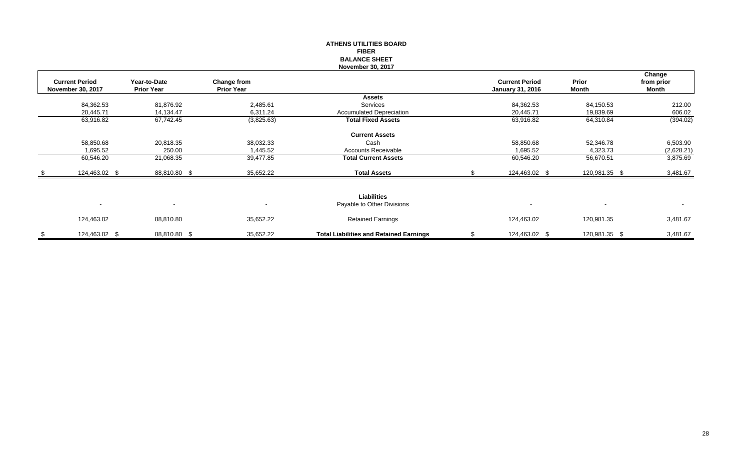**ATHENS UTILITIES BOARD**
**FIBER**
**BALANCE SHEET**
**November 30, 2017**

| Current Period November 30, 2017 | Year-to-Date Prior Year | Change from Prior Year | | Current Period January 31, 2016 | Prior Month | Change from prior Month |
|---|---|---|---|---|---|---|
| | | | **Assets** | | | |
| 84,362.53 | 81,876.92 | 2,485.61 | Services | 84,362.53 | 84,150.53 | 212.00 |
| 20,445.71 | 14,134.47 | 6,311.24 | Accumulated Depreciation | 20,445.71 | 19,839.69 | 606.02 |
| 63,916.82 | 67,742.45 | (3,825.63) | **Total Fixed Assets** | 63,916.82 | 64,310.84 | (394.02) |
| | | | **Current Assets** | | | |
| 58,850.68 | 20,818.35 | 38,032.33 | Cash | 58,850.68 | 52,346.78 | 6,503.90 |
| 1,695.52 | 250.00 | 1,445.52 | Accounts Receivable | 1,695.52 | 4,323.73 | (2,628.21) |
| 60,546.20 | 21,068.35 | 39,477.85 | **Total Current Assets** | 60,546.20 | 56,670.51 | 3,875.69 |
| $ 124,463.02 | $ 88,810.80 | $ 35,652.22 | **Total Assets** | $ 124,463.02 | $ 120,981.35 | $ 3,481.67 |
| | | | **Liabilities** | | | |
| - | - | - | Payable to Other Divisions | - | - | - |
| 124,463.02 | 88,810.80 | 35,652.22 | Retained Earnings | 124,463.02 | 120,981.35 | 3,481.67 |
| $ 124,463.02 | $ 88,810.80 | $ 35,652.22 | **Total Liabilities and Retained Earnings** | $ 124,463.02 | $ 120,981.35 | $ 3,481.67 |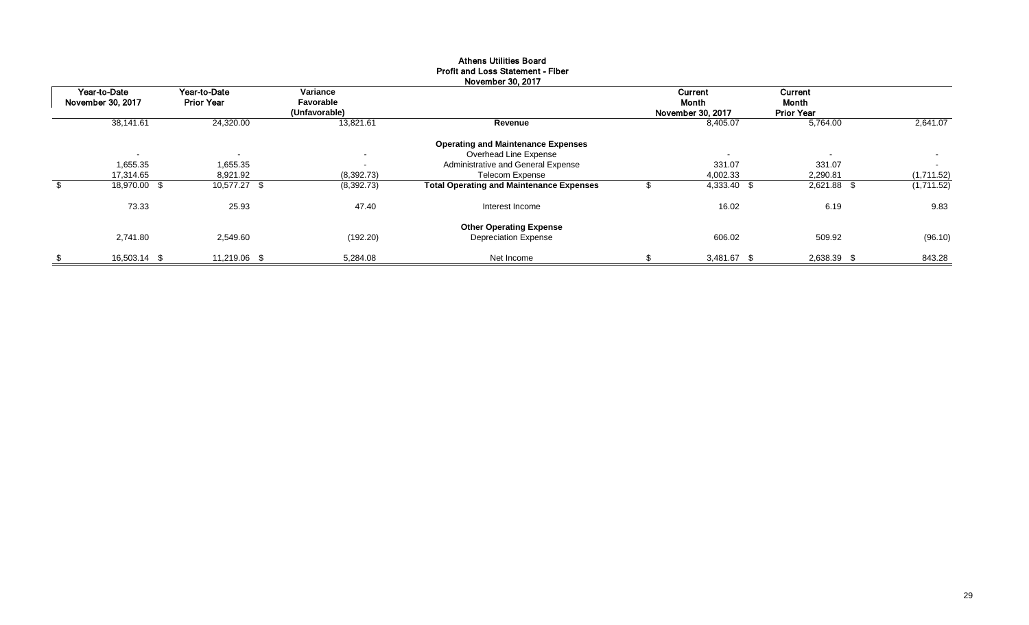**Athens Utilities Board**
**Profit and Loss Statement - Fiber**
**November 30, 2017**

| Year-to-Date November 30, 2017 | Year-to-Date Prior Year | Variance Favorable (Unfavorable) | | Current Month November 30, 2017 | Current Month Prior Year | |
|---|---|---|---|---|---|---|
| 38,141.61 | 24,320.00 | 13,821.61 | **Revenue** | 8,405.07 | 5,764.00 | 2,641.07 |
| | | | **Operating and Maintenance Expenses** | | | |
| - | - | - | Overhead Line Expense | - | - | - |
| 1,655.35 | 1,655.35 | - | Administrative and General Expense | 331.07 | 331.07 | - |
| 17,314.65 | 8,921.92 | (8,392.73) | Telecom Expense | 4,002.33 | 2,290.81 | (1,711.52) |
| $ 18,970.00 | $ 10,577.27 | $ (8,392.73) | **Total Operating and Maintenance Expenses** | $ 4,333.40 | $ 2,621.88 | $ (1,711.52) |
| 73.33 | 25.93 | 47.40 | Interest Income | 16.02 | 6.19 | 9.83 |
| | | | **Other Operating Expense** | | | |
| 2,741.80 | 2,549.60 | (192.20) | Depreciation Expense | 606.02 | 509.92 | (96.10) |
| $ 16,503.14 | $ 11,219.06 | $ 5,284.08 | Net Income | $ 3,481.67 | $ 2,638.39 | $ 843.28 |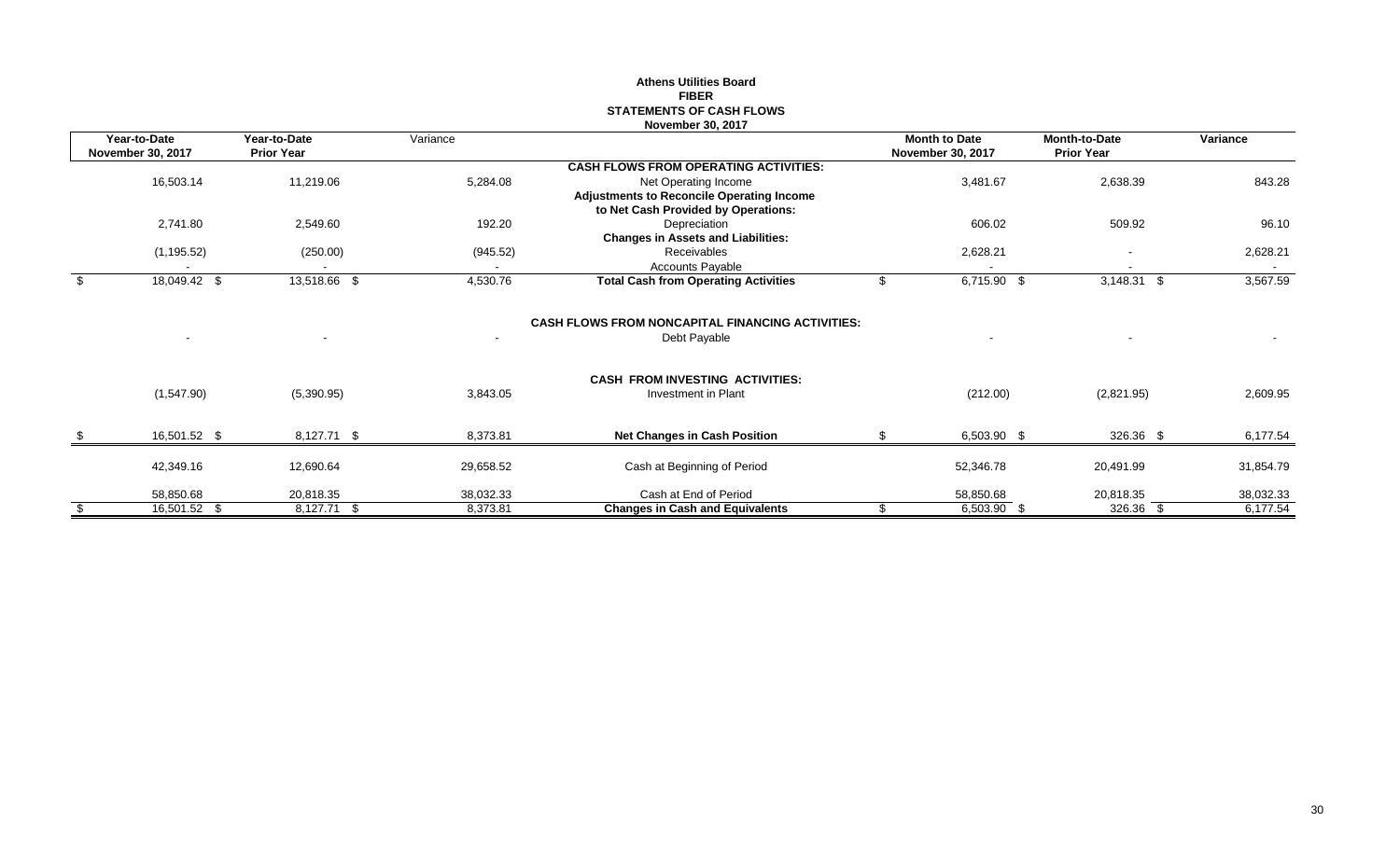**Athens Utilities Board**
**FIBER**
**STATEMENTS OF CASH FLOWS**
**November 30, 2017**

| Year-to-Date November 30, 2017 | Year-to-Date Prior Year | Variance | | Month to Date November 30, 2017 | Month-to-Date Prior Year | Variance |
|---|---|---|---|---|---|---|
| | | | **CASH FLOWS FROM OPERATING ACTIVITIES:** | | | |
| 16,503.14 | 11,219.06 | 5,284.08 | Net Operating Income | 3,481.67 | 2,638.39 | 843.28 |
| | | | **Adjustments to Reconcile Operating Income** | | | |
| | | | **to Net Cash Provided by Operations:** | | | |
| 2,741.80 | 2,549.60 | 192.20 | Depreciation | 606.02 | 509.92 | 96.10 |
| | | | **Changes in Assets and Liabilities:** | | | |
| (1,195.52) | (250.00) | (945.52) | Receivables | 2,628.21 | - | 2,628.21 |
| - | - | - | Accounts Payable | - | - | - |
| $ 18,049.42 | $ 13,518.66 | $ 4,530.76 | **Total Cash from Operating Activities** | $ 6,715.90 | $ 3,148.31 | $ 3,567.59 |
| | | | **CASH FLOWS FROM NONCAPITAL FINANCING ACTIVITIES:** | | | |
| - | - | - | Debt Payable | - | - | - |
| | | | **CASH FROM INVESTING ACTIVITIES:** | | | |
| (1,547.90) | (5,390.95) | 3,843.05 | Investment in Plant | (212.00) | (2,821.95) | 2,609.95 |
| $ 16,501.52 | $ 8,127.71 | $ 8,373.81 | **Net Changes in Cash Position** | $ 6,503.90 | $ 326.36 | $ 6,177.54 |
| 42,349.16 | 12,690.64 | 29,658.52 | Cash at Beginning of Period | 52,346.78 | 20,491.99 | 31,854.79 |
| 58,850.68 | 20,818.35 | 38,032.33 | Cash at End of Period | 58,850.68 | 20,818.35 | 38,032.33 |
| $ 16,501.52 | $ 8,127.71 | $ 8,373.81 | **Changes in Cash and Equivalents** | $ 6,503.90 | $ 326.36 | $ 6,177.54 |